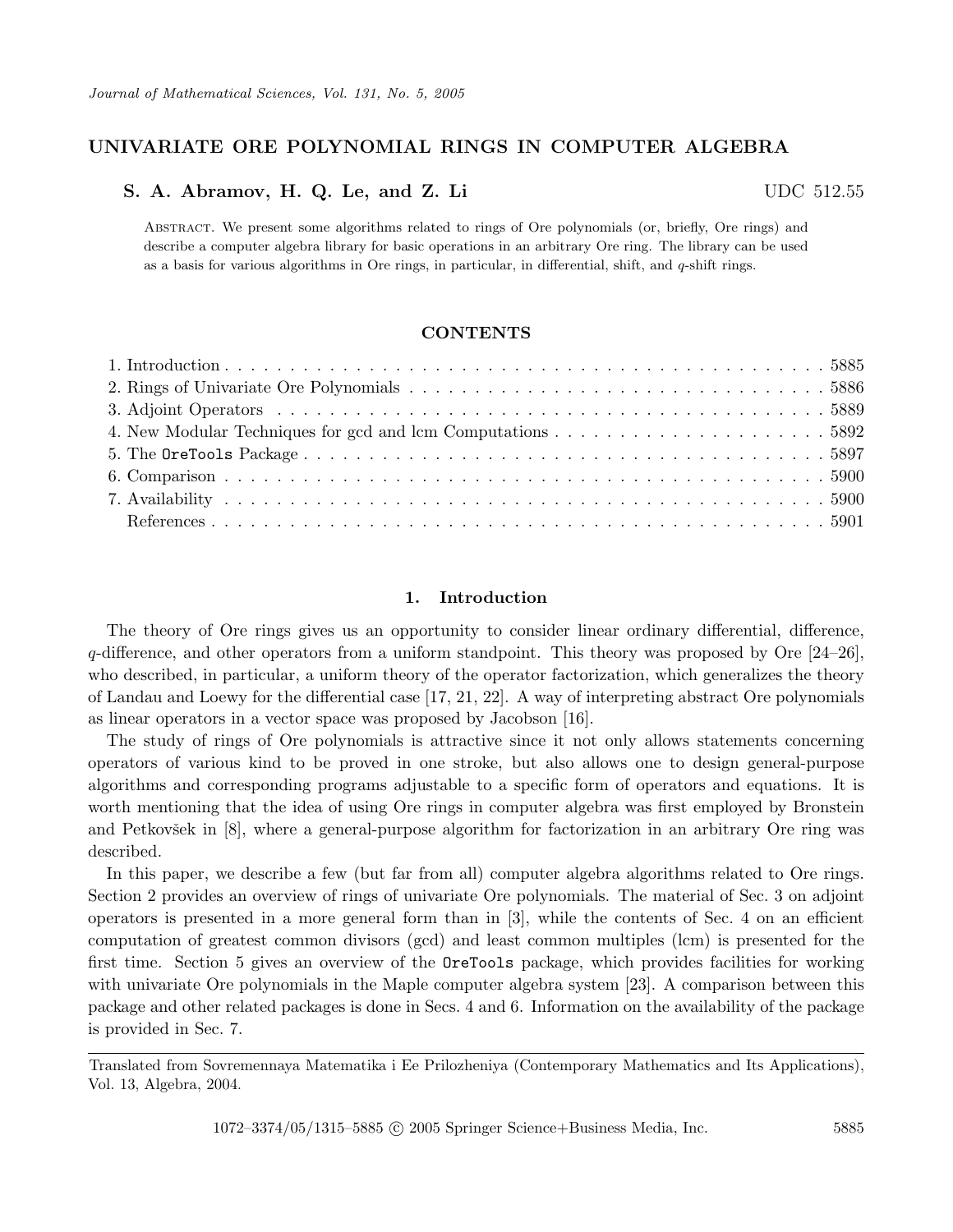# UNIVARIATE ORE POLYNOMIAL RINGS IN COMPUTER ALGEBRA

**S. A. Abramov, H. Q. Le, and Z. Li** UDC 512.55

Abstract. We present some algorithms related to rings of Ore polynomials (or, briefly, Ore rings) and describe a computer algebra library for basic operations in an arbitrary Ore ring. The library can be used as a basis for various algorithms in Ore rings, in particular, in differential, shift, and $q$-shift rings.

## CONTENTS

1. Introduction . . . . . . . . . . 5885
2. Rings of Univariate Ore Polynomials . . . . . . . . . . 5886
3. Adjoint Operators . . . . . . . . . . 5889
4. New Modular Techniques for gcd and lcm Computations . . . . . . . . . . 5892
5. The `OreTools` Package . . . . . . . . . . 5897
6. Comparison . . . . . . . . . . 5900
7. Availability . . . . . . . . . . 5900

References . . . . . . . . . . 5901

## 1. Introduction

The theory of Ore rings gives us an opportunity to consider linear ordinary differential, difference, $q$-difference, and other operators from a uniform standpoint. This theory was proposed by Ore [24–26], who described, in particular, a uniform theory of the operator factorization, which generalizes the theory of Landau and Loewy for the differential case [17, 21, 22]. A way of interpreting abstract Ore polynomials as linear operators in a vector space was proposed by Jacobson [16].

The study of rings of Ore polynomials is attractive since it not only allows statements concerning operators of various kind to be proved in one stroke, but also allows one to design general-purpose algorithms and corresponding programs adjustable to a specific form of operators and equations. It is worth mentioning that the idea of using Ore rings in computer algebra was first employed by Bronstein and Petkovšek in [8], where a general-purpose algorithm for factorization in an arbitrary Ore ring was described.

In this paper, we describe a few (but far from all) computer algebra algorithms related to Ore rings. Section 2 provides an overview of rings of univariate Ore polynomials. The material of Sec. 3 on adjoint operators is presented in a more general form than in [3], while the contents of Sec. 4 on an efficient computation of greatest common divisors (gcd) and least common multiples (lcm) is presented for the first time. Section 5 gives an overview of the `OreTools` package, which provides facilities for working with univariate Ore polynomials in the Maple computer algebra system [23]. A comparison between this package and other related packages is done in Secs. 4 and 6. Information on the availability of the package is provided in Sec. 7.

---

Translated from Sovremennaya Matematika i Ee Prilozheniya (Contemporary Mathematics and Its Applications), Vol. 13, Algebra, 2004.

1072–3374/05/1315–5885 © 2005 Springer Science+Business Media, Inc.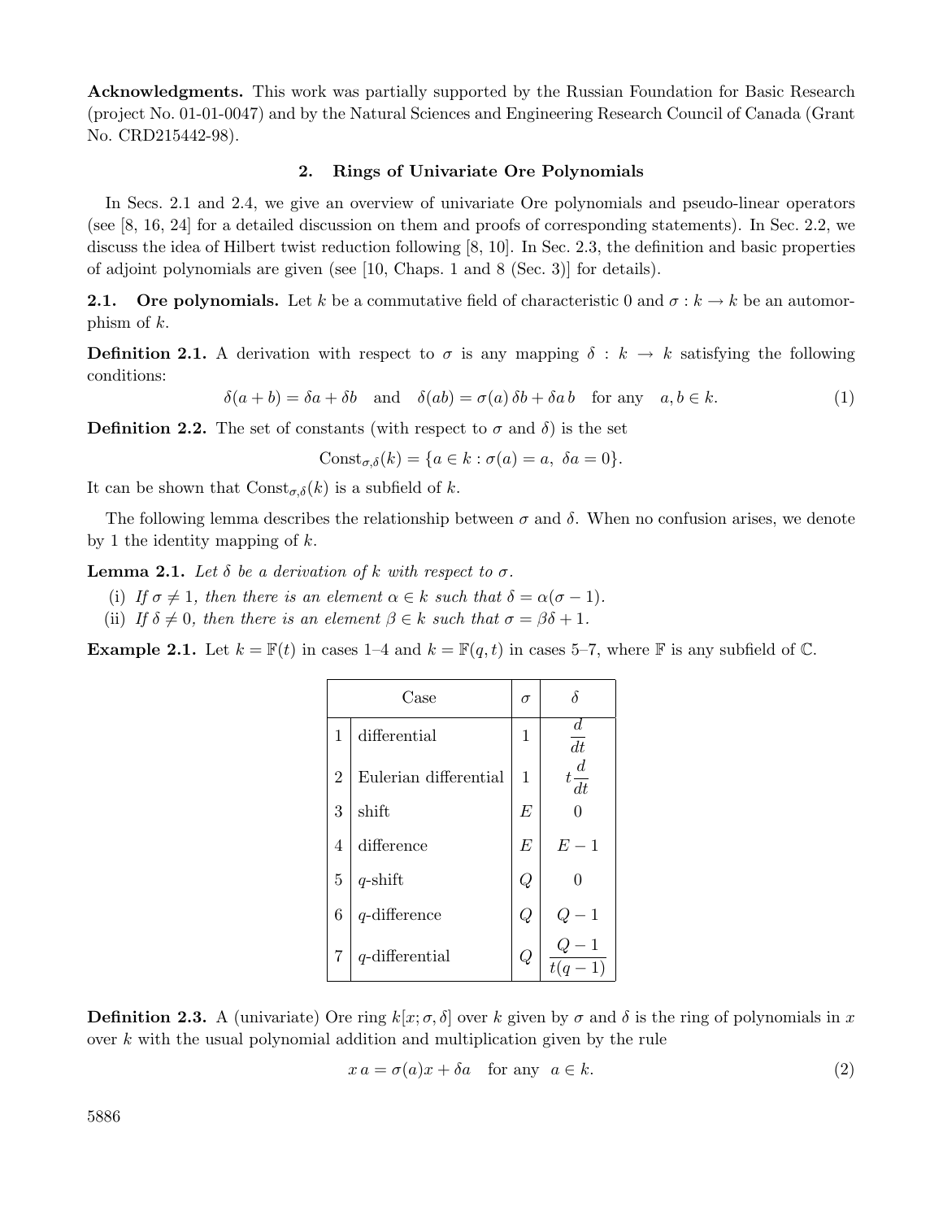**Acknowledgments.** This work was partially supported by the Russian Foundation for Basic Research (project No. 01-01-0047) and by the Natural Sciences and Engineering Research Council of Canada (Grant No. CRD215442-98).

## 2. Rings of Univariate Ore Polynomials

In Secs. 2.1 and 2.4, we give an overview of univariate Ore polynomials and pseudo-linear operators (see [8, 16, 24] for a detailed discussion on them and proofs of corresponding statements). In Sec. 2.2, we discuss the idea of Hilbert twist reduction following [8, 10]. In Sec. 2.3, the definition and basic properties of adjoint polynomials are given (see [10, Chaps. 1 and 8 (Sec. 3)] for details).

### 2.1. Ore polynomials.

Let $k$ be a commutative field of characteristic 0 and $\sigma : k \to k$ be an automorphism of $k$.

**Definition 2.1.** A derivation with respect to $\sigma$ is any mapping $\delta : k \to k$ satisfying the following conditions:

$$\delta(a + b) = \delta a + \delta b \quad \text{and} \quad \delta(ab) = \sigma(a)\,\delta b + \delta a\, b \quad \text{for any} \quad a, b \in k. \tag{1}$$

**Definition 2.2.** The set of constants (with respect to $\sigma$ and $\delta$) is the set

$$\mathrm{Const}_{\sigma,\delta}(k) = \{a \in k : \sigma(a) = a,\ \delta a = 0\}.$$

It can be shown that $\mathrm{Const}_{\sigma,\delta}(k)$ is a subfield of $k$.

The following lemma describes the relationship between $\sigma$ and $\delta$. When no confusion arises, we denote by 1 the identity mapping of $k$.

**Lemma 2.1.** *Let $\delta$ be a derivation of $k$ with respect to $\sigma$.*

(i) *If $\sigma \neq 1$, then there is an element $\alpha \in k$ such that $\delta = \alpha(\sigma - 1)$.*

(ii) *If $\delta \neq 0$, then there is an element $\beta \in k$ such that $\sigma = \beta\delta + 1$.*

**Example 2.1.** Let $k = \mathbb{F}(t)$ in cases 1–4 and $k = \mathbb{F}(q, t)$ in cases 5–7, where $\mathbb{F}$ is any subfield of $\mathbb{C}$.

| Case | | $\sigma$ | $\delta$ |
|---|---|---|---|
| 1 | differential | $1$ | $\dfrac{d}{dt}$ |
| 2 | Eulerian differential | $1$ | $t\dfrac{d}{dt}$ |
| 3 | shift | $E$ | $0$ |
| 4 | difference | $E$ | $E - 1$ |
| 5 | $q$-shift | $Q$ | $0$ |
| 6 | $q$-difference | $Q$ | $Q - 1$ |
| 7 | $q$-differential | $Q$ | $\dfrac{Q - 1}{t(q - 1)}$ |

**Definition 2.3.** A (univariate) Ore ring $k[x; \sigma, \delta]$ over $k$ given by $\sigma$ and $\delta$ is the ring of polynomials in $x$ over $k$ with the usual polynomial addition and multiplication given by the rule

$$x\,a = \sigma(a)x + \delta a \quad \text{for any} \quad a \in k. \tag{2}$$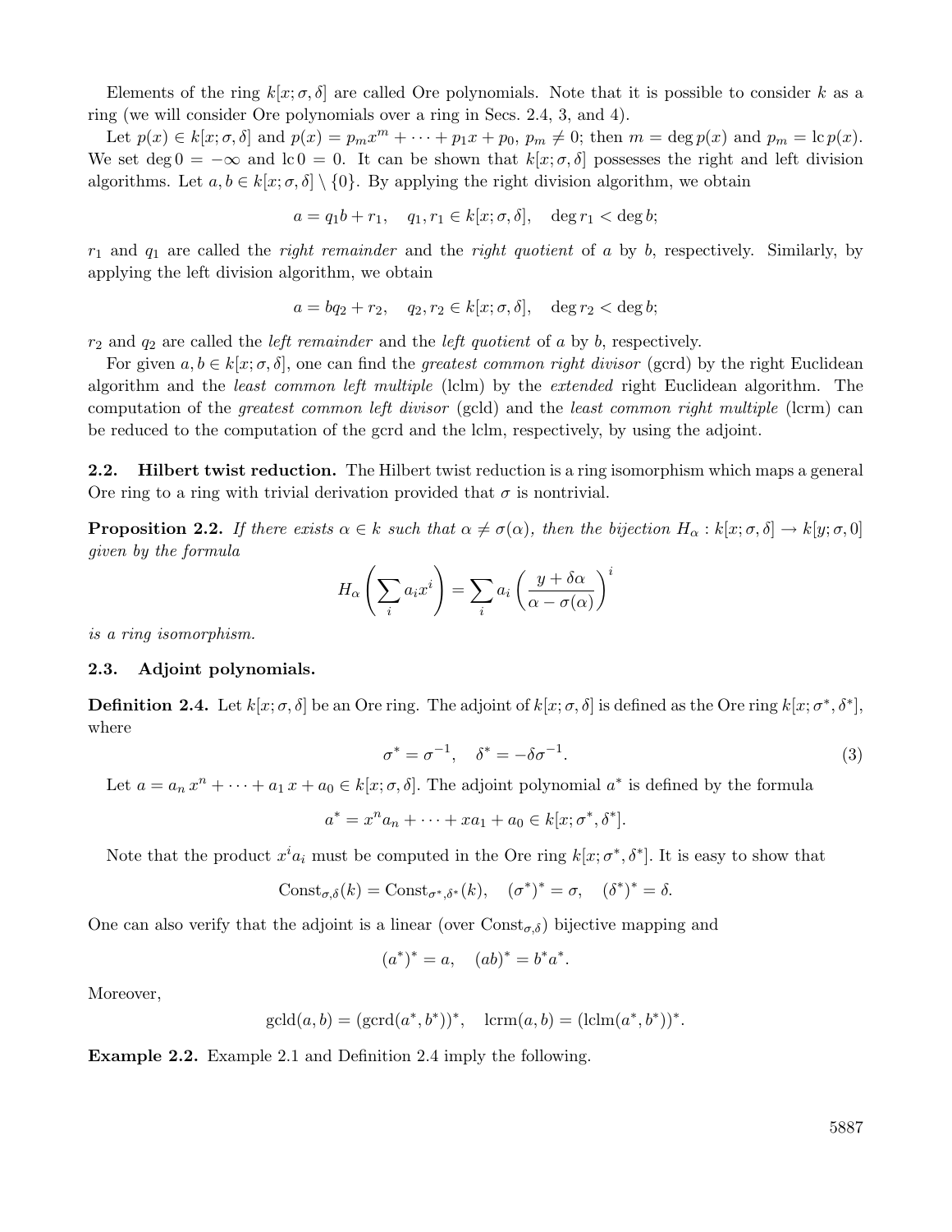Elements of the ring $k[x;\sigma,\delta]$ are called Ore polynomials. Note that it is possible to consider $k$ as a ring (we will consider Ore polynomials over a ring in Secs. 2.4, 3, and 4).

Let $p(x) \in k[x;\sigma,\delta]$ and $p(x) = p_m x^m + \cdots + p_1 x + p_0$, $p_m \neq 0$; then $m = \deg p(x)$ and $p_m = \operatorname{lc} p(x)$. We set $\deg 0 = -\infty$ and $\operatorname{lc} 0 = 0$. It can be shown that $k[x;\sigma,\delta]$ possesses the right and left division algorithms. Let $a, b \in k[x;\sigma,\delta] \setminus \{0\}$. By applying the right division algorithm, we obtain

$$a = q_1 b + r_1, \quad q_1, r_1 \in k[x;\sigma,\delta], \quad \deg r_1 < \deg b;$$

$r_1$ and $q_1$ are called the *right remainder* and the *right quotient* of $a$ by $b$, respectively. Similarly, by applying the left division algorithm, we obtain

$$a = b q_2 + r_2, \quad q_2, r_2 \in k[x;\sigma,\delta], \quad \deg r_2 < \deg b;$$

$r_2$ and $q_2$ are called the *left remainder* and the *left quotient* of $a$ by $b$, respectively.

For given $a, b \in k[x;\sigma,\delta]$, one can find the *greatest common right divisor* (gcrd) by the right Euclidean algorithm and the *least common left multiple* (lclm) by the *extended* right Euclidean algorithm. The computation of the *greatest common left divisor* (gcld) and the *least common right multiple* (lcrm) can be reduced to the computation of the gcrd and the lclm, respectively, by using the adjoint.

### 2.2. Hilbert twist reduction.

The Hilbert twist reduction is a ring isomorphism which maps a general Ore ring to a ring with trivial derivation provided that $\sigma$ is nontrivial.

**Proposition 2.2.** *If there exists $\alpha \in k$ such that $\alpha \neq \sigma(\alpha)$, then the bijection $H_\alpha : k[x;\sigma,\delta] \to k[y;\sigma,0]$ given by the formula*

$$H_\alpha\left(\sum_i a_i x^i\right) = \sum_i a_i \left(\frac{y + \delta\alpha}{\alpha - \sigma(\alpha)}\right)^i$$

*is a ring isomorphism.*

### 2.3. Adjoint polynomials.

**Definition 2.4.** Let $k[x;\sigma,\delta]$ be an Ore ring. The adjoint of $k[x;\sigma,\delta]$ is defined as the Ore ring $k[x;\sigma^*,\delta^*]$, where

$$\sigma^* = \sigma^{-1}, \quad \delta^* = -\delta\sigma^{-1}. \tag{3}$$

Let $a = a_n x^n + \cdots + a_1 x + a_0 \in k[x;\sigma,\delta]$. The adjoint polynomial $a^*$ is defined by the formula

$$a^* = x^n a_n + \cdots + x a_1 + a_0 \in k[x;\sigma^*,\delta^*].$$

Note that the product $x^i a_i$ must be computed in the Ore ring $k[x;\sigma^*,\delta^*]$. It is easy to show that

$$\operatorname{Const}_{\sigma,\delta}(k) = \operatorname{Const}_{\sigma^*,\delta^*}(k), \quad (\sigma^*)^* = \sigma, \quad (\delta^*)^* = \delta.$$

One can also verify that the adjoint is a linear (over $\operatorname{Const}_{\sigma,\delta}$) bijective mapping and

$$(a^*)^* = a, \quad (ab)^* = b^* a^*.$$

Moreover,

$$\operatorname{gcld}(a,b) = (\operatorname{gcrd}(a^*, b^*))^*, \quad \operatorname{lcrm}(a,b) = (\operatorname{lclm}(a^*, b^*))^*.$$

**Example 2.2.** Example 2.1 and Definition 2.4 imply the following.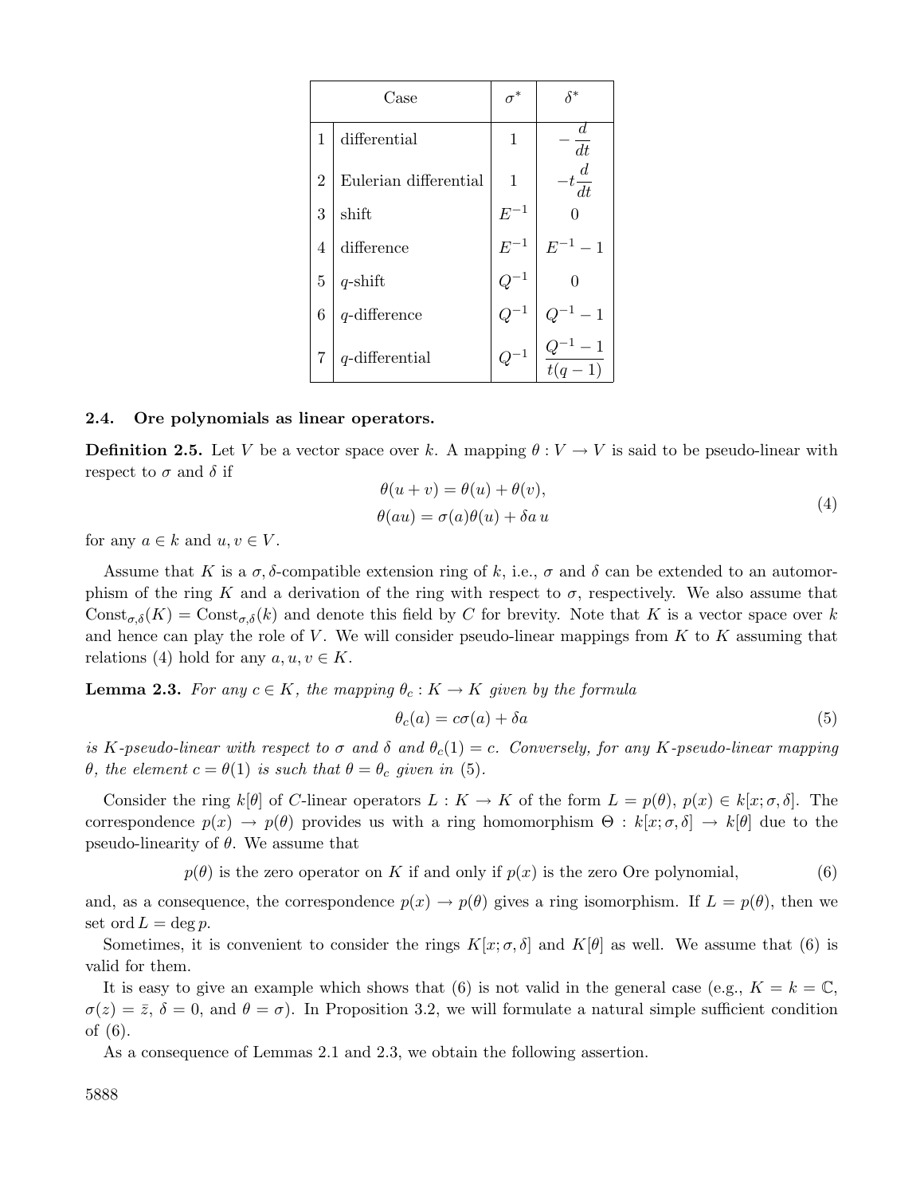| | Case | $\sigma^*$ | $\delta^*$ |
|---|---|---|---|
| 1 | differential | $1$ | $-\dfrac{d}{dt}$ |
| 2 | Eulerian differential | $1$ | $-t\dfrac{d}{dt}$ |
| 3 | shift | $E^{-1}$ | $0$ |
| 4 | difference | $E^{-1}$ | $E^{-1}-1$ |
| 5 | $q$-shift | $Q^{-1}$ | $0$ |
| 6 | $q$-difference | $Q^{-1}$ | $Q^{-1}-1$ |
| 7 | $q$-differential | $Q^{-1}$ | $\dfrac{Q^{-1}-1}{t(q-1)}$ |

### 2.4. Ore polynomials as linear operators.

**Definition 2.5.** Let $V$ be a vector space over $k$. A mapping $\theta : V \to V$ is said to be pseudo-linear with respect to $\sigma$ and $\delta$ if

$$\begin{aligned} \theta(u+v) &= \theta(u) + \theta(v), \\ \theta(au) &= \sigma(a)\theta(u) + \delta a \, u \end{aligned} \tag{4}$$

for any $a \in k$ and $u, v \in V$.

Assume that $K$ is a $\sigma, \delta$-compatible extension ring of $k$, i.e., $\sigma$ and $\delta$ can be extended to an automorphism of the ring $K$ and a derivation of the ring with respect to $\sigma$, respectively. We also assume that $\mathrm{Const}_{\sigma,\delta}(K) = \mathrm{Const}_{\sigma,\delta}(k)$ and denote this field by $C$ for brevity. Note that $K$ is a vector space over $k$ and hence can play the role of $V$. We will consider pseudo-linear mappings from $K$ to $K$ assuming that relations (4) hold for any $a, u, v \in K$.

**Lemma 2.3.** *For any $c \in K$, the mapping $\theta_c : K \to K$ given by the formula*

$$\theta_c(a) = c\sigma(a) + \delta a \tag{5}$$

*is $K$-pseudo-linear with respect to $\sigma$ and $\delta$ and $\theta_c(1) = c$. Conversely, for any $K$-pseudo-linear mapping $\theta$, the element $c = \theta(1)$ is such that $\theta = \theta_c$ given in* (5).

Consider the ring $k[\theta]$ of $C$-linear operators $L : K \to K$ of the form $L = p(\theta)$, $p(x) \in k[x; \sigma, \delta]$. The correspondence $p(x) \to p(\theta)$ provides us with a ring homomorphism $\Theta : k[x; \sigma, \delta] \to k[\theta]$ due to the pseudo-linearity of $\theta$. We assume that

$$p(\theta) \text{ is the zero operator on } K \text{ if and only if } p(x) \text{ is the zero Ore polynomial,} \tag{6}$$

and, as a consequence, the correspondence $p(x) \to p(\theta)$ gives a ring isomorphism. If $L = p(\theta)$, then we set $\operatorname{ord} L = \deg p$.

Sometimes, it is convenient to consider the rings $K[x; \sigma, \delta]$ and $K[\theta]$ as well. We assume that (6) is valid for them.

It is easy to give an example which shows that (6) is not valid in the general case (e.g., $K = k = \mathbb{C}$, $\sigma(z) = \bar{z}$, $\delta = 0$, and $\theta = \sigma$). In Proposition 3.2, we will formulate a natural simple sufficient condition of (6).

As a consequence of Lemmas 2.1 and 2.3, we obtain the following assertion.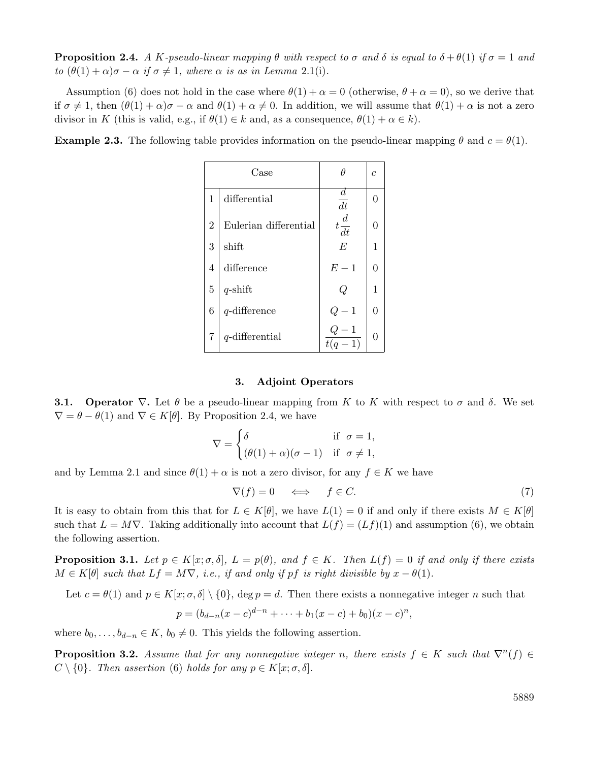**Proposition 2.4.** *A $K$-pseudo-linear mapping $\theta$ with respect to $\sigma$ and $\delta$ is equal to $\delta + \theta(1)$ if $\sigma = 1$ and to $(\theta(1) + \alpha)\sigma - \alpha$ if $\sigma \neq 1$, where $\alpha$ is as in Lemma 2.1(i).*

Assumption (6) does not hold in the case where $\theta(1) + \alpha = 0$ (otherwise, $\theta + \alpha = 0$), so we derive that if $\sigma \neq 1$, then $(\theta(1) + \alpha)\sigma - \alpha$ and $\theta(1) + \alpha \neq 0$. In addition, we will assume that $\theta(1) + \alpha$ is not a zero divisor in $K$ (this is valid, e.g., if $\theta(1) \in k$ and, as a consequence, $\theta(1) + \alpha \in k$).

**Example 2.3.** The following table provides information on the pseudo-linear mapping $\theta$ and $c = \theta(1)$.

| | Case | $\theta$ | $c$ |
|---|---|---|---|
| 1 | differential | $\dfrac{d}{dt}$ | 0 |
| 2 | Eulerian differential | $t\dfrac{d}{dt}$ | 0 |
| 3 | shift | $E$ | 1 |
| 4 | difference | $E - 1$ | 0 |
| 5 | $q$-shift | $Q$ | 1 |
| 6 | $q$-difference | $Q - 1$ | 0 |
| 7 | $q$-differential | $\dfrac{Q-1}{t(q-1)}$ | 0 |

## 3. Adjoint Operators

### 3.1. Operator $\nabla$.

Let $\theta$ be a pseudo-linear mapping from $K$ to $K$ with respect to $\sigma$ and $\delta$. We set $\nabla = \theta - \theta(1)$ and $\nabla \in K[\theta]$. By Proposition 2.4, we have

$$\nabla = \begin{cases} \delta & \text{if } \ \sigma = 1, \\ (\theta(1) + \alpha)(\sigma - 1) & \text{if } \ \sigma \neq 1, \end{cases}$$

and by Lemma 2.1 and since $\theta(1) + \alpha$ is not a zero divisor, for any $f \in K$ we have

$$\nabla(f) = 0 \quad \iff \quad f \in C. \tag{7}$$

It is easy to obtain from this that for $L \in K[\theta]$, we have $L(1) = 0$ if and only if there exists $M \in K[\theta]$ such that $L = M\nabla$. Taking additionally into account that $L(f) = (Lf)(1)$ and assumption (6), we obtain the following assertion.

**Proposition 3.1.** *Let $p \in K[x; \sigma, \delta]$, $L = p(\theta)$, and $f \in K$. Then $L(f) = 0$ if and only if there exists $M \in K[\theta]$ such that $Lf = M\nabla$, i.e., if and only if $pf$ is right divisible by $x - \theta(1)$.*

Let $c = \theta(1)$ and $p \in K[x; \sigma, \delta] \setminus \{0\}$, $\deg p = d$. Then there exists a nonnegative integer $n$ such that

$$p = (b_{d-n}(x - c)^{d-n} + \cdots + b_1(x - c) + b_0)(x - c)^n,$$

where $b_0, \ldots, b_{d-n} \in K$, $b_0 \neq 0$. This yields the following assertion.

**Proposition 3.2.** *Assume that for any nonnegative integer $n$, there exists $f \in K$ such that $\nabla^n(f) \in C \setminus \{0\}$. Then assertion (6) holds for any $p \in K[x; \sigma, \delta]$.*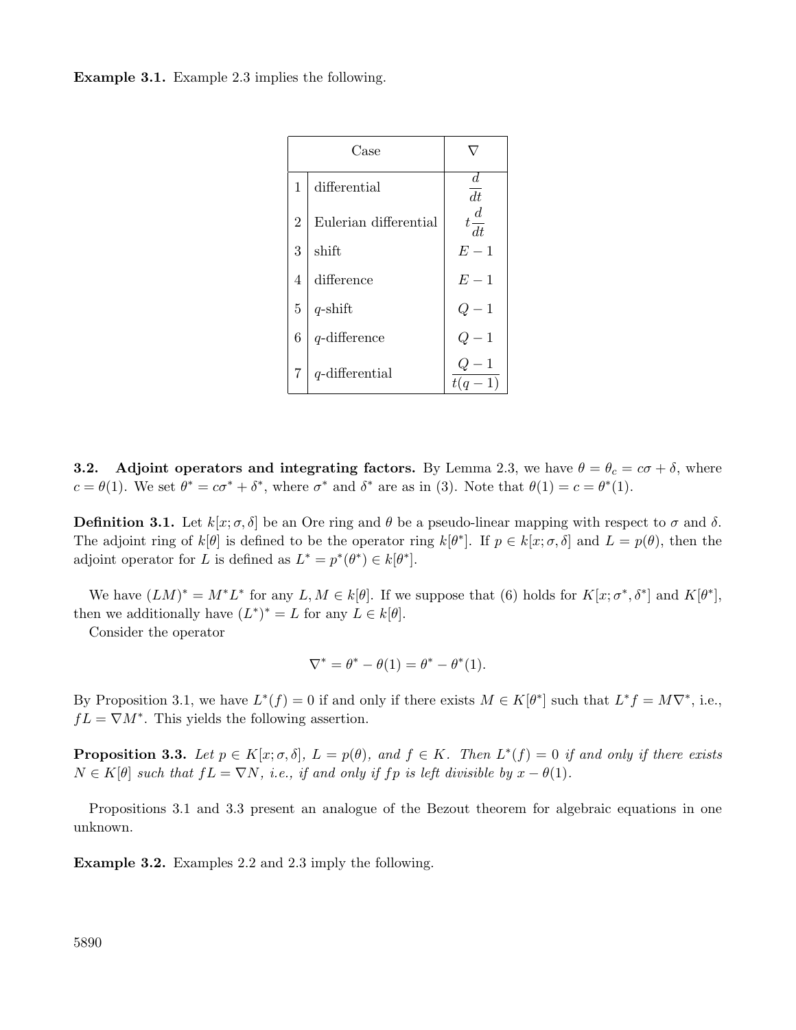**Example 3.1.** Example 2.3 implies the following.

| Case | | $\nabla$ |
|---|---|---|
| 1 | differential | $\dfrac{d}{dt}$ |
| 2 | Eulerian differential | $t\dfrac{d}{dt}$ |
| 3 | shift | $E-1$ |
| 4 | difference | $E-1$ |
| 5 | $q$-shift | $Q-1$ |
| 6 | $q$-difference | $Q-1$ |
| 7 | $q$-differential | $\dfrac{Q-1}{t(q-1)}$ |

**3.2. Adjoint operators and integrating factors.** By Lemma 2.3, we have $\theta = \theta_c = c\sigma + \delta$, where $c = \theta(1)$. We set $\theta^* = c\sigma^* + \delta^*$, where $\sigma^*$ and $\delta^*$ are as in (3). Note that $\theta(1) = c = \theta^*(1)$.

**Definition 3.1.** Let $k[x;\sigma,\delta]$ be an Ore ring and $\theta$ be a pseudo-linear mapping with respect to $\sigma$ and $\delta$. The adjoint ring of $k[\theta]$ is defined to be the operator ring $k[\theta^*]$. If $p \in k[x;\sigma,\delta]$ and $L = p(\theta)$, then the adjoint operator for $L$ is defined as $L^* = p^*(\theta^*) \in k[\theta^*]$.

We have $(LM)^* = M^*L^*$ for any $L, M \in k[\theta]$. If we suppose that (6) holds for $K[x;\sigma^*,\delta^*]$ and $K[\theta^*]$, then we additionally have $(L^*)^* = L$ for any $L \in k[\theta]$.

Consider the operator

$$\nabla^* = \theta^* - \theta(1) = \theta^* - \theta^*(1).$$

By Proposition 3.1, we have $L^*(f) = 0$ if and only if there exists $M \in K[\theta^*]$ such that $L^*f = M\nabla^*$, i.e., $fL = \nabla M^*$. This yields the following assertion.

**Proposition 3.3.** *Let $p \in K[x;\sigma,\delta]$, $L = p(\theta)$, and $f \in K$. Then $L^*(f) = 0$ if and only if there exists $N \in K[\theta]$ such that $fL = \nabla N$, i.e., if and only if $fp$ is left divisible by $x - \theta(1)$.*

Propositions 3.1 and 3.3 present an analogue of the Bezout theorem for algebraic equations in one unknown.

**Example 3.2.** Examples 2.2 and 2.3 imply the following.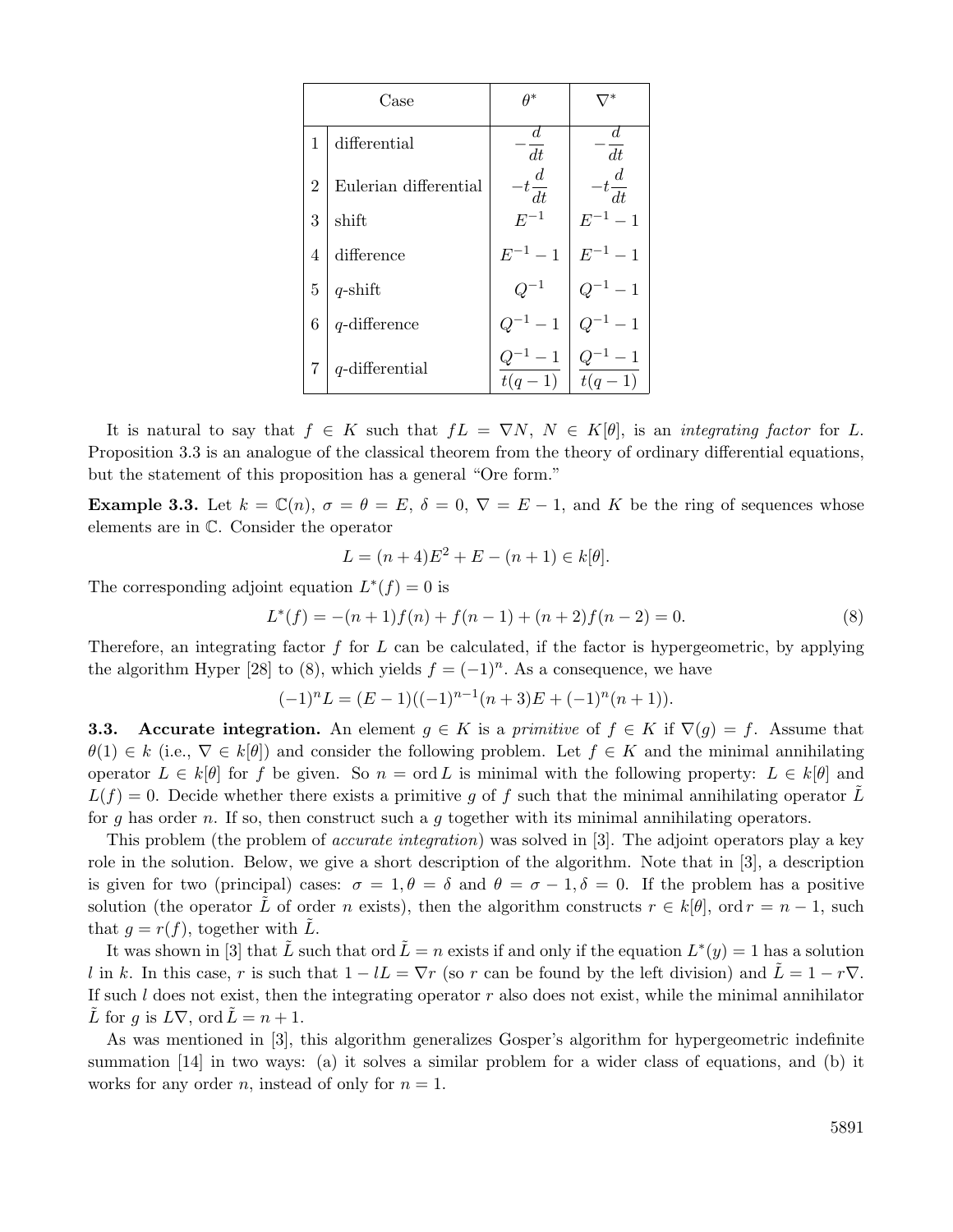| Case | | $\theta^*$ | $\nabla^*$ |
|---|---|---|---|
| 1 | differential | $-\dfrac{d}{dt}$ | $-\dfrac{d}{dt}$ |
| 2 | Eulerian differential | $-t\dfrac{d}{dt}$ | $-t\dfrac{d}{dt}$ |
| 3 | shift | $E^{-1}$ | $E^{-1}-1$ |
| 4 | difference | $E^{-1}-1$ | $E^{-1}-1$ |
| 5 | $q$-shift | $Q^{-1}$ | $Q^{-1}-1$ |
| 6 | $q$-difference | $Q^{-1}-1$ | $Q^{-1}-1$ |
| 7 | $q$-differential | $\dfrac{Q^{-1}-1}{t(q-1)}$ | $\dfrac{Q^{-1}-1}{t(q-1)}$ |

It is natural to say that $f \in K$ such that $fL = \nabla N$, $N \in K[\theta]$, is an *integrating factor* for $L$. Proposition 3.3 is an analogue of the classical theorem from the theory of ordinary differential equations, but the statement of this proposition has a general "Ore form."

**Example 3.3.** Let $k = \mathbb{C}(n)$, $\sigma = \theta = E$, $\delta = 0$, $\nabla = E - 1$, and $K$ be the ring of sequences whose elements are in $\mathbb{C}$. Consider the operator

$$L = (n+4)E^2 + E - (n+1) \in k[\theta].$$

The corresponding adjoint equation $L^*(f) = 0$ is

$$L^*(f) = -(n+1)f(n) + f(n-1) + (n+2)f(n-2) = 0. \tag{8}$$

Therefore, an integrating factor $f$ for $L$ can be calculated, if the factor is hypergeometric, by applying the algorithm Hyper [28] to (8), which yields $f = (-1)^n$. As a consequence, we have

$$(-1)^n L = (E-1)((-1)^{n-1}(n+3)E + (-1)^n(n+1)).$$

### 3.3. Accurate integration.

An element $g \in K$ is a *primitive* of $f \in K$ if $\nabla(g) = f$. Assume that $\theta(1) \in k$ (i.e., $\nabla \in k[\theta]$) and consider the following problem. Let $f \in K$ and the minimal annihilating operator $L \in k[\theta]$ for $f$ be given. So $n = \operatorname{ord} L$ is minimal with the following property: $L \in k[\theta]$ and $L(f) = 0$. Decide whether there exists a primitive $g$ of $f$ such that the minimal annihilating operator $\tilde{L}$ for $g$ has order $n$. If so, then construct such a $g$ together with its minimal annihilating operators.

This problem (the problem of *accurate integration*) was solved in [3]. The adjoint operators play a key role in the solution. Below, we give a short description of the algorithm. Note that in [3], a description is given for two (principal) cases: $\sigma = 1, \theta = \delta$ and $\theta = \sigma - 1, \delta = 0$. If the problem has a positive solution (the operator $\tilde{L}$ of order $n$ exists), then the algorithm constructs $r \in k[\theta]$, $\operatorname{ord} r = n-1$, such that $g = r(f)$, together with $\tilde{L}$.

It was shown in [3] that $\tilde{L}$ such that $\operatorname{ord} \tilde{L} = n$ exists if and only if the equation $L^*(y) = 1$ has a solution $l$ in $k$. In this case, $r$ is such that $1 - lL = \nabla r$ (so $r$ can be found by the left division) and $\tilde{L} = 1 - r\nabla$. If such $l$ does not exist, then the integrating operator $r$ also does not exist, while the minimal annihilator $\tilde{L}$ for $g$ is $L\nabla$, $\operatorname{ord} \tilde{L} = n+1$.

As was mentioned in [3], this algorithm generalizes Gosper's algorithm for hypergeometric indefinite summation [14] in two ways: (a) it solves a similar problem for a wider class of equations, and (b) it works for any order $n$, instead of only for $n = 1$.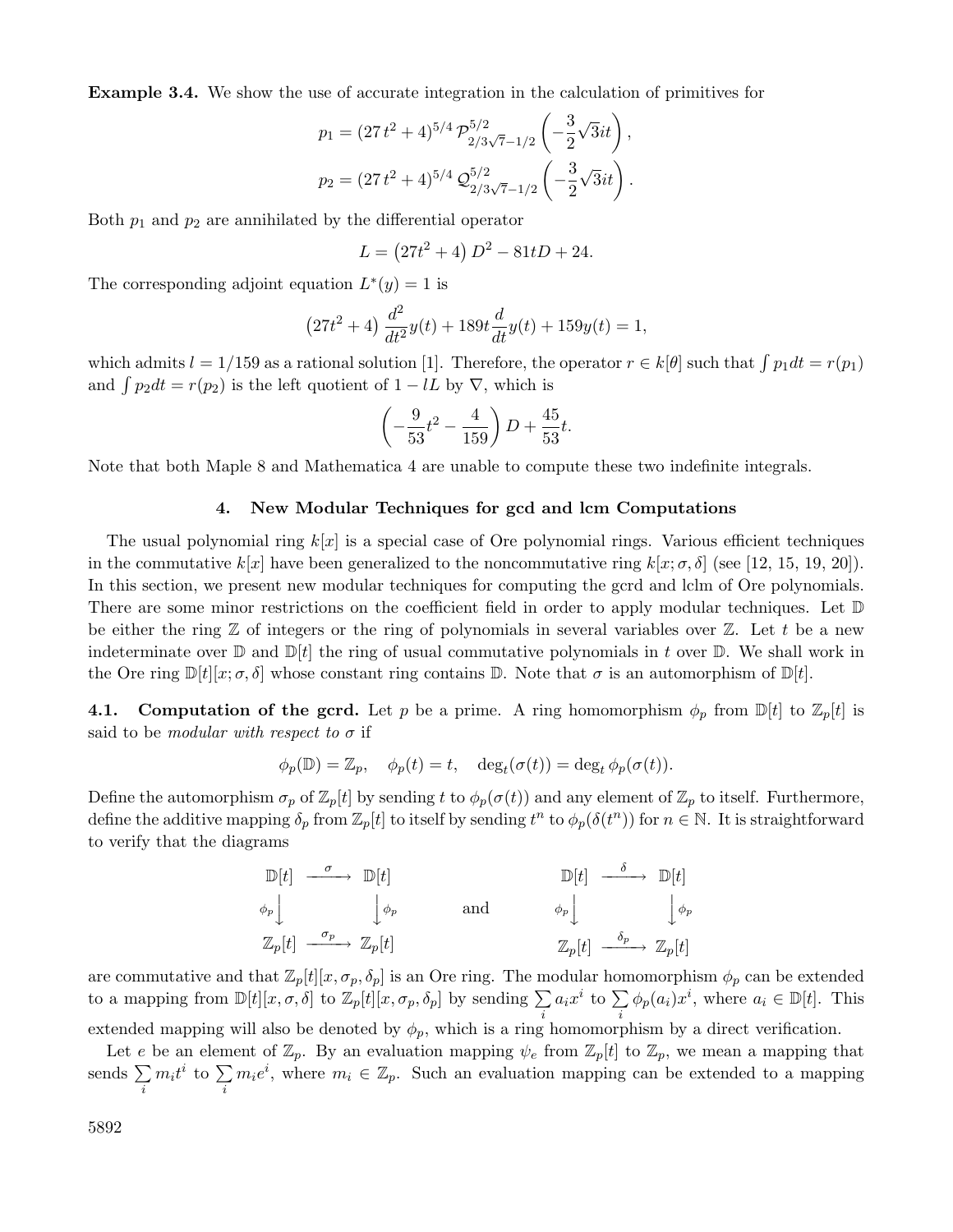**Example 3.4.** We show the use of accurate integration in the calculation of primitives for

$$p_1 = (27\,t^2+4)^{5/4}\,\mathcal{P}^{5/2}_{2/3\sqrt{7}-1/2}\left(-\frac{3}{2}\sqrt{3}it\right),$$
$$p_2 = (27\,t^2+4)^{5/4}\,\mathcal{Q}^{5/2}_{2/3\sqrt{7}-1/2}\left(-\frac{3}{2}\sqrt{3}it\right).$$

Both $p_1$ and $p_2$ are annihilated by the differential operator

$$L = \left(27t^2+4\right)D^2 - 81tD + 24.$$

The corresponding adjoint equation $L^*(y) = 1$ is

$$\left(27t^2+4\right)\frac{d^2}{dt^2}y(t) + 189t\frac{d}{dt}y(t) + 159y(t) = 1,$$

which admits $l = 1/159$ as a rational solution [1]. Therefore, the operator $r \in k[\theta]$ such that $\int p_1 dt = r(p_1)$ and $\int p_2 dt = r(p_2)$ is the left quotient of $1 - lL$ by $\nabla$, which is

$$\left(-\frac{9}{53}t^2 - \frac{4}{159}\right)D + \frac{45}{53}t.$$

Note that both Maple 8 and Mathematica 4 are unable to compute these two indefinite integrals.

## 4. New Modular Techniques for gcd and lcm Computations

The usual polynomial ring $k[x]$ is a special case of Ore polynomial rings. Various efficient techniques in the commutative $k[x]$ have been generalized to the noncommutative ring $k[x;\sigma,\delta]$ (see [12, 15, 19, 20]). In this section, we present new modular techniques for computing the gcrd and lclm of Ore polynomials. There are some minor restrictions on the coefficient field in order to apply modular techniques. Let $\mathbb{D}$ be either the ring $\mathbb{Z}$ of integers or the ring of polynomials in several variables over $\mathbb{Z}$. Let $t$ be a new indeterminate over $\mathbb{D}$ and $\mathbb{D}[t]$ the ring of usual commutative polynomials in $t$ over $\mathbb{D}$. We shall work in the Ore ring $\mathbb{D}[t][x;\sigma,\delta]$ whose constant ring contains $\mathbb{D}$. Note that $\sigma$ is an automorphism of $\mathbb{D}[t]$.

### 4.1. Computation of the gcrd.

Let $p$ be a prime. A ring homomorphism $\phi_p$ from $\mathbb{D}[t]$ to $\mathbb{Z}_p[t]$ is said to be *modular with respect to* $\sigma$ if

$$\phi_p(\mathbb{D}) = \mathbb{Z}_p, \quad \phi_p(t) = t, \quad \deg_t(\sigma(t)) = \deg_t \phi_p(\sigma(t)).$$

Define the automorphism $\sigma_p$ of $\mathbb{Z}_p[t]$ by sending $t$ to $\phi_p(\sigma(t))$ and any element of $\mathbb{Z}_p$ to itself. Furthermore, define the additive mapping $\delta_p$ from $\mathbb{Z}_p[t]$ to itself by sending $t^n$ to $\phi_p(\delta(t^n))$ for $n \in \mathbb{N}$. It is straightforward to verify that the diagrams

$$\begin{array}{ccc} \mathbb{D}[t] & \xrightarrow{\sigma} & \mathbb{D}[t] \\ {\scriptstyle\phi_p}\downarrow & & \downarrow{\scriptstyle\phi_p} \\ \mathbb{Z}_p[t] & \xrightarrow{\sigma_p} & \mathbb{Z}_p[t] \end{array} \qquad \text{and} \qquad \begin{array}{ccc} \mathbb{D}[t] & \xrightarrow{\delta} & \mathbb{D}[t] \\ {\scriptstyle\phi_p}\downarrow & & \downarrow{\scriptstyle\phi_p} \\ \mathbb{Z}_p[t] & \xrightarrow{\delta_p} & \mathbb{Z}_p[t] \end{array}$$

are commutative and that $\mathbb{Z}_p[t][x,\sigma_p,\delta_p]$ is an Ore ring. The modular homomorphism $\phi_p$ can be extended to a mapping from $\mathbb{D}[t][x,\sigma,\delta]$ to $\mathbb{Z}_p[t][x,\sigma_p,\delta_p]$ by sending $\sum_i a_i x^i$ to $\sum_i \phi_p(a_i)x^i$, where $a_i \in \mathbb{D}[t]$. This extended mapping will also be denoted by $\phi_p$, which is a ring homomorphism by a direct verification.

Let $e$ be an element of $\mathbb{Z}_p$. By an evaluation mapping $\psi_e$ from $\mathbb{Z}_p[t]$ to $\mathbb{Z}_p$, we mean a mapping that sends $\sum_i m_i t^i$ to $\sum_i m_i e^i$, where $m_i \in \mathbb{Z}_p$. Such an evaluation mapping can be extended to a mapping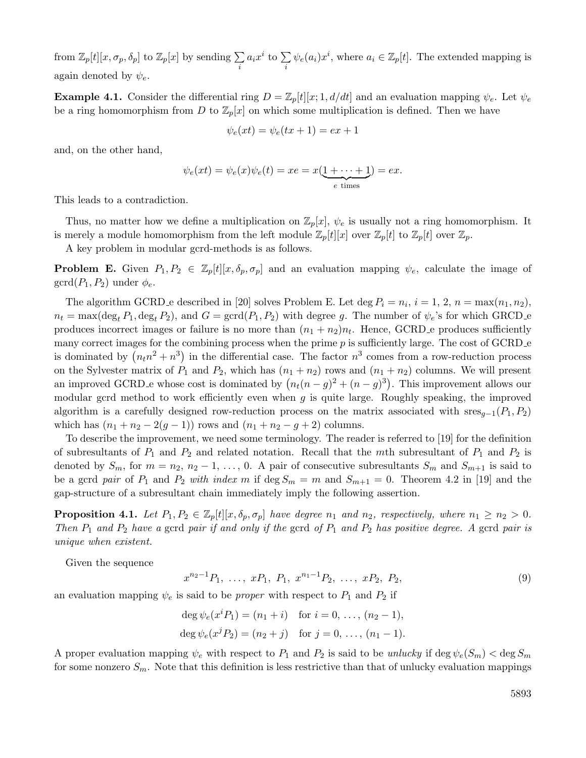from $\mathbb{Z}_p[t][x, \sigma_p, \delta_p]$ to $\mathbb{Z}_p[x]$ by sending $\sum_i a_i x^i$ to $\sum_i \psi_e(a_i) x^i$, where $a_i \in \mathbb{Z}_p[t]$. The extended mapping is again denoted by $\psi_e$.

**Example 4.1.** Consider the differential ring $D = \mathbb{Z}_p[t][x; 1, d/dt]$ and an evaluation mapping $\psi_e$. Let $\psi_e$ be a ring homomorphism from $D$ to $\mathbb{Z}_p[x]$ on which some multiplication is defined. Then we have

$$\psi_e(xt) = \psi_e(tx + 1) = ex + 1$$

and, on the other hand,

$$\psi_e(xt) = \psi_e(x)\psi_e(t) = xe = x(\underbrace{1 + \cdots + 1}_{e \text{ times}}) = ex.$$

This leads to a contradiction.

Thus, no matter how we define a multiplication on $\mathbb{Z}_p[x]$, $\psi_e$ is usually not a ring homomorphism. It is merely a module homomorphism from the left module $\mathbb{Z}_p[t][x]$ over $\mathbb{Z}_p[t]$ to $\mathbb{Z}_p[t]$ over $\mathbb{Z}_p$.

A key problem in modular gcrd-methods is as follows.

**Problem E.** Given $P_1, P_2 \in \mathbb{Z}_p[t][x, \delta_p, \sigma_p]$ and an evaluation mapping $\psi_e$, calculate the image of $\text{gcrd}(P_1, P_2)$ under $\phi_e$.

The algorithm GCRD_e described in [20] solves Problem E. Let $\deg P_i = n_i$, $i = 1, 2$, $n = \max(n_1, n_2)$, $n_t = \max(\deg_t P_1, \deg_t P_2)$, and $G = \text{gcrd}(P_1, P_2)$ with degree $g$. The number of $\psi_e$'s for which GRCD_e produces incorrect images or failure is no more than $(n_1 + n_2)n_t$. Hence, GCRD_e produces sufficiently many correct images for the combining process when the prime $p$ is sufficiently large. The cost of GCRD_e is dominated by $\left(n_t n^2 + n^3\right)$ in the differential case. The factor $n^3$ comes from a row-reduction process on the Sylvester matrix of $P_1$ and $P_2$, which has $(n_1 + n_2)$ rows and $(n_1 + n_2)$ columns. We will present an improved GCRD_e whose cost is dominated by $\left(n_t(n - g)^2 + (n - g)^3\right)$. This improvement allows our modular gcrd method to work efficiently even when $g$ is quite large. Roughly speaking, the improved algorithm is a carefully designed row-reduction process on the matrix associated with $\text{sres}_{g-1}(P_1, P_2)$ which has $(n_1 + n_2 - 2(g - 1))$ rows and $(n_1 + n_2 - g + 2)$ columns.

To describe the improvement, we need some terminology. The reader is referred to [19] for the definition of subresultants of $P_1$ and $P_2$ and related notation. Recall that the $m$th subresultant of $P_1$ and $P_2$ is denoted by $S_m$, for $m = n_2, n_2 - 1, \ldots, 0$. A pair of consecutive subresultants $S_m$ and $S_{m+1}$ is said to be a gcrd *pair* of $P_1$ and $P_2$ *with index* $m$ if $\deg S_m = m$ and $S_{m+1} = 0$. Theorem 4.2 in [19] and the gap-structure of a subresultant chain immediately imply the following assertion.

**Proposition 4.1.** *Let $P_1, P_2 \in \mathbb{Z}_p[t][x, \delta_p, \sigma_p]$ have degree $n_1$ and $n_2$, respectively, where $n_1 \geq n_2 > 0$. Then $P_1$ and $P_2$ have a* gcrd *pair if and only if the* gcrd *of $P_1$ and $P_2$ has positive degree. A* gcrd *pair is unique when existent.*

Given the sequence

$$x^{n_2 - 1}P_1, \ \ldots, \ xP_1, \ P_1, \ x^{n_1 - 1}P_2, \ \ldots, \ xP_2, \ P_2, \tag{9}$$

an evaluation mapping $\psi_e$ is said to be *proper* with respect to $P_1$ and $P_2$ if

$$\begin{aligned}
\deg \psi_e(x^i P_1) &= (n_1 + i) \quad \text{for } i = 0, \ldots, (n_2 - 1), \\
\deg \psi_e(x^j P_2) &= (n_2 + j) \quad \text{for } j = 0, \ldots, (n_1 - 1).
\end{aligned}$$

A proper evaluation mapping $\psi_e$ with respect to $P_1$ and $P_2$ is said to be *unlucky* if $\deg \psi_e(S_m) < \deg S_m$ for some nonzero $S_m$. Note that this definition is less restrictive than that of unlucky evaluation mappings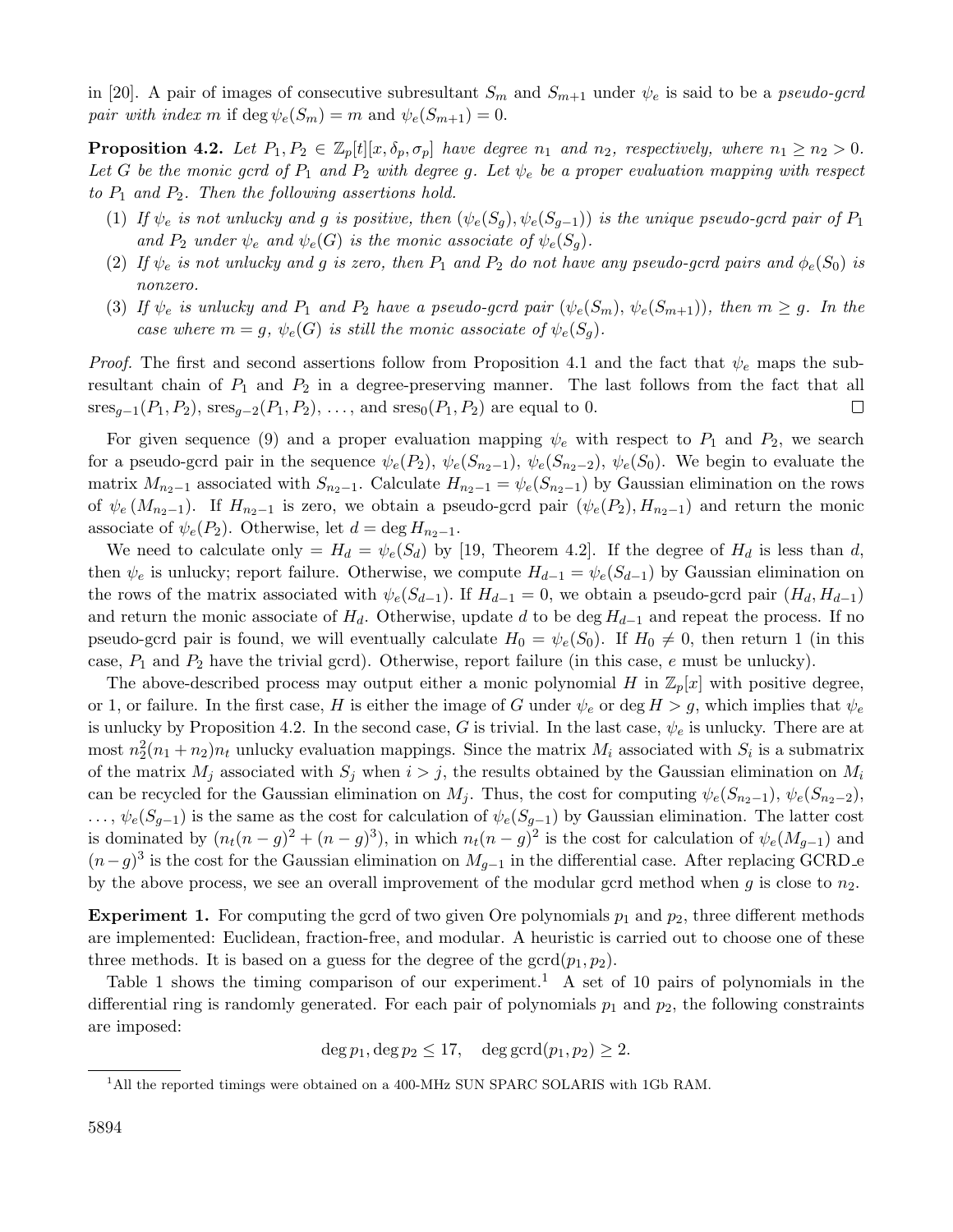in [20]. A pair of images of consecutive subresultant $S_m$ and $S_{m+1}$ under $\psi_e$ is said to be a *pseudo-gcrd pair with index m* if $\deg \psi_e(S_m) = m$ and $\psi_e(S_{m+1}) = 0$.

**Proposition 4.2.** *Let $P_1, P_2 \in \mathbb{Z}_p[t][x, \delta_p, \sigma_p]$ have degree $n_1$ and $n_2$, respectively, where $n_1 \geq n_2 > 0$. Let $G$ be the monic gcrd of $P_1$ and $P_2$ with degree $g$. Let $\psi_e$ be a proper evaluation mapping with respect to $P_1$ and $P_2$. Then the following assertions hold.*

1. *If $\psi_e$ is not unlucky and $g$ is positive, then $(\psi_e(S_g), \psi_e(S_{g-1}))$ is the unique pseudo-gcrd pair of $P_1$ and $P_2$ under $\psi_e$ and $\psi_e(G)$ is the monic associate of $\psi_e(S_g)$.*
2. *If $\psi_e$ is not unlucky and $g$ is zero, then $P_1$ and $P_2$ do not have any pseudo-gcrd pairs and $\phi_e(S_0)$ is nonzero.*
3. *If $\psi_e$ is unlucky and $P_1$ and $P_2$ have a pseudo-gcrd pair $(\psi_e(S_m), \psi_e(S_{m+1}))$, then $m \geq g$. In the case where $m = g$, $\psi_e(G)$ is still the monic associate of $\psi_e(S_g)$.*

*Proof.* The first and second assertions follow from Proposition 4.1 and the fact that $\psi_e$ maps the subresultant chain of $P_1$ and $P_2$ in a degree-preserving manner. The last follows from the fact that all $\operatorname{sres}_{g-1}(P_1, P_2)$, $\operatorname{sres}_{g-2}(P_1, P_2)$, $\ldots$, and $\operatorname{sres}_0(P_1, P_2)$ are equal to 0. □

For given sequence (9) and a proper evaluation mapping $\psi_e$ with respect to $P_1$ and $P_2$, we search for a pseudo-gcrd pair in the sequence $\psi_e(P_2)$, $\psi_e(S_{n_2-1})$, $\psi_e(S_{n_2-2})$, $\psi_e(S_0)$. We begin to evaluate the matrix $M_{n_2-1}$ associated with $S_{n_2-1}$. Calculate $H_{n_2-1} = \psi_e(S_{n_2-1})$ by Gaussian elimination on the rows of $\psi_e(M_{n_2-1})$. If $H_{n_2-1}$ is zero, we obtain a pseudo-gcrd pair $(\psi_e(P_2), H_{n_2-1})$ and return the monic associate of $\psi_e(P_2)$. Otherwise, let $d = \deg H_{n_2-1}$.

We need to calculate only $= H_d = \psi_e(S_d)$ by [19, Theorem 4.2]. If the degree of $H_d$ is less than $d$, then $\psi_e$ is unlucky; report failure. Otherwise, we compute $H_{d-1} = \psi_e(S_{d-1})$ by Gaussian elimination on the rows of the matrix associated with $\psi_e(S_{d-1})$. If $H_{d-1} = 0$, we obtain a pseudo-gcrd pair $(H_d, H_{d-1})$ and return the monic associate of $H_d$. Otherwise, update $d$ to be $\deg H_{d-1}$ and repeat the process. If no pseudo-gcrd pair is found, we will eventually calculate $H_0 = \psi_e(S_0)$. If $H_0 \neq 0$, then return 1 (in this case, $P_1$ and $P_2$ have the trivial gcrd). Otherwise, report failure (in this case, $e$ must be unlucky).

The above-described process may output either a monic polynomial $H$ in $\mathbb{Z}_p[x]$ with positive degree, or 1, or failure. In the first case, $H$ is either the image of $G$ under $\psi_e$ or $\deg H > g$, which implies that $\psi_e$ is unlucky by Proposition 4.2. In the second case, $G$ is trivial. In the last case, $\psi_e$ is unlucky. There are at most $n_2^2(n_1 + n_2)n_t$ unlucky evaluation mappings. Since the matrix $M_i$ associated with $S_i$ is a submatrix of the matrix $M_j$ associated with $S_j$ when $i > j$, the results obtained by the Gaussian elimination on $M_i$ can be recycled for the Gaussian elimination on $M_j$. Thus, the cost for computing $\psi_e(S_{n_2-1})$, $\psi_e(S_{n_2-2})$, $\ldots$, $\psi_e(S_{g-1})$ is the same as the cost for calculation of $\psi_e(S_{g-1})$ by Gaussian elimination. The latter cost is dominated by $(n_t(n-g)^2 + (n-g)^3)$, in which $n_t(n-g)^2$ is the cost for calculation of $\psi_e(M_{g-1})$ and $(n-g)^3$ is the cost for the Gaussian elimination on $M_{g-1}$ in the differential case. After replacing GCRD_e by the above process, we see an overall improvement of the modular gcrd method when $g$ is close to $n_2$.

**Experiment 1.** For computing the gcrd of two given Ore polynomials $p_1$ and $p_2$, three different methods are implemented: Euclidean, fraction-free, and modular. A heuristic is carried out to choose one of these three methods. It is based on a guess for the degree of the $\operatorname{gcrd}(p_1, p_2)$.

Table 1 shows the timing comparison of our experiment.[1] A set of 10 pairs of polynomials in the differential ring is randomly generated. For each pair of polynomials $p_1$ and $p_2$, the following constraints are imposed:

$$\deg p_1, \deg p_2 \leq 17, \quad \deg \operatorname{gcrd}(p_1, p_2) \geq 2.$$

[1] All the reported timings were obtained on a 400-MHz SUN SPARC SOLARIS with 1Gb RAM.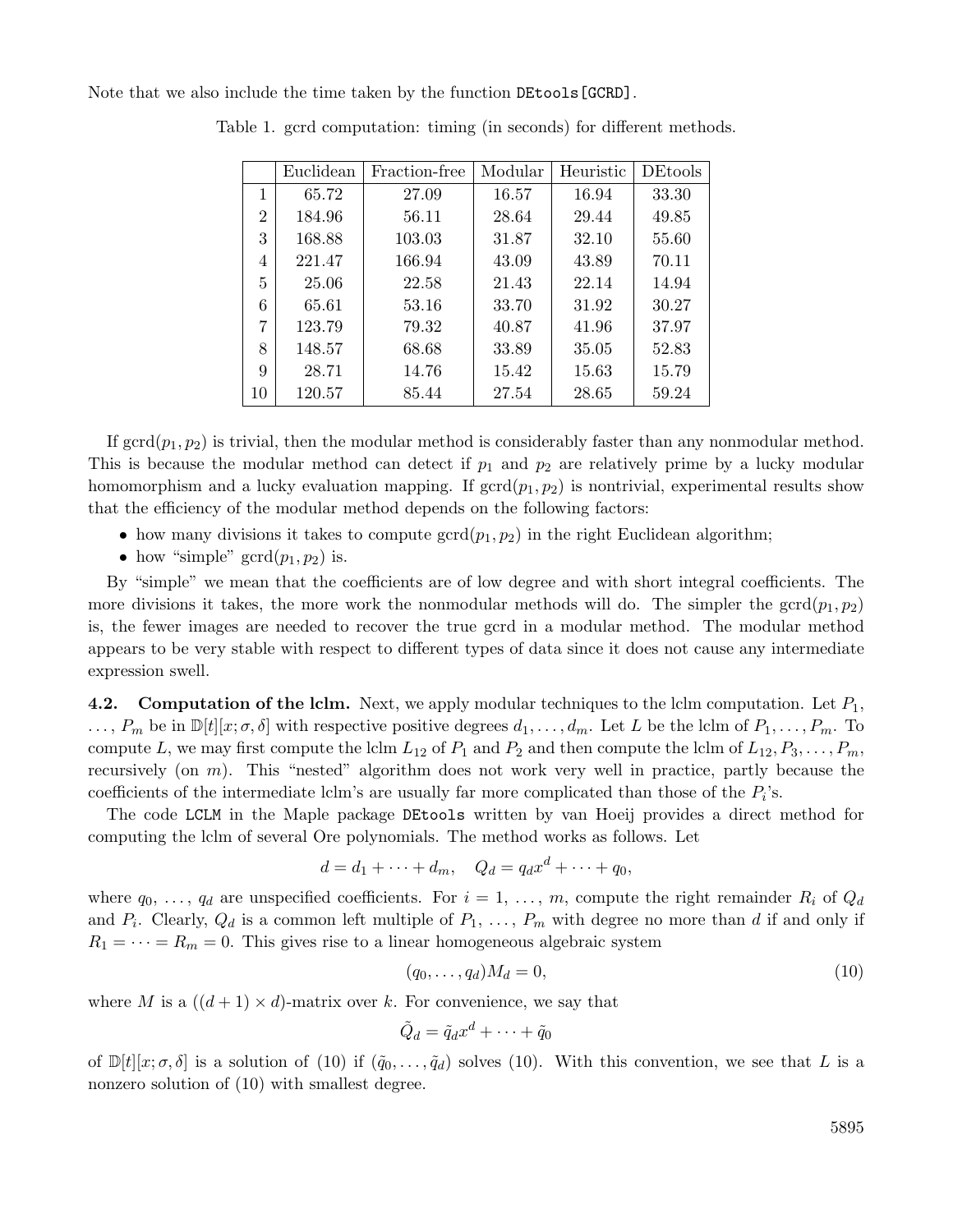Note that we also include the time taken by the function DEtools[GCRD].

Table 1. gcrd computation: timing (in seconds) for different methods.

| | Euclidean | Fraction-free | Modular | Heuristic | DEtools |
|---|---|---|---|---|---|
| 1 | 65.72 | 27.09 | 16.57 | 16.94 | 33.30 |
| 2 | 184.96 | 56.11 | 28.64 | 29.44 | 49.85 |
| 3 | 168.88 | 103.03 | 31.87 | 32.10 | 55.60 |
| 4 | 221.47 | 166.94 | 43.09 | 43.89 | 70.11 |
| 5 | 25.06 | 22.58 | 21.43 | 22.14 | 14.94 |
| 6 | 65.61 | 53.16 | 33.70 | 31.92 | 30.27 |
| 7 | 123.79 | 79.32 | 40.87 | 41.96 | 37.97 |
| 8 | 148.57 | 68.68 | 33.89 | 35.05 | 52.83 |
| 9 | 28.71 | 14.76 | 15.42 | 15.63 | 15.79 |
| 10 | 120.57 | 85.44 | 27.54 | 28.65 | 59.24 |

If $\operatorname{gcrd}(p_1, p_2)$ is trivial, then the modular method is considerably faster than any nonmodular method. This is because the modular method can detect if $p_1$ and $p_2$ are relatively prime by a lucky modular homomorphism and a lucky evaluation mapping. If $\operatorname{gcrd}(p_1, p_2)$ is nontrivial, experimental results show that the efficiency of the modular method depends on the following factors:

- how many divisions it takes to compute $\operatorname{gcrd}(p_1, p_2)$ in the right Euclidean algorithm;
- how "simple" $\operatorname{gcrd}(p_1, p_2)$ is.

By "simple" we mean that the coefficients are of low degree and with short integral coefficients. The more divisions it takes, the more work the nonmodular methods will do. The simpler the $\operatorname{gcrd}(p_1, p_2)$ is, the fewer images are needed to recover the true gcrd in a modular method. The modular method appears to be very stable with respect to different types of data since it does not cause any intermediate expression swell.

**4.2. Computation of the lclm.** Next, we apply modular techniques to the lclm computation. Let $P_1$, $\ldots$, $P_m$ be in $\mathbb{D}[t][x; \sigma, \delta]$ with respective positive degrees $d_1, \ldots, d_m$. Let $L$ be the lclm of $P_1, \ldots, P_m$. To compute $L$, we may first compute the lclm $L_{12}$ of $P_1$ and $P_2$ and then compute the lclm of $L_{12}, P_3, \ldots, P_m$, recursively (on $m$). This "nested" algorithm does not work very well in practice, partly because the coefficients of the intermediate lclm's are usually far more complicated than those of the $P_i$'s.

The code LCLM in the Maple package DEtools written by van Hoeij provides a direct method for computing the lclm of several Ore polynomials. The method works as follows. Let

$$d = d_1 + \cdots + d_m, \quad Q_d = q_d x^d + \cdots + q_0,$$

where $q_0, \ldots, q_d$ are unspecified coefficients. For $i = 1, \ldots, m$, compute the right remainder $R_i$ of $Q_d$ and $P_i$. Clearly, $Q_d$ is a common left multiple of $P_1, \ldots, P_m$ with degree no more than $d$ if and only if $R_1 = \cdots = R_m = 0$. This gives rise to a linear homogeneous algebraic system

$$(q_0, \ldots, q_d) M_d = 0, \tag{10}$$

where $M$ is a $((d+1) \times d)$-matrix over $k$. For convenience, we say that

$$\tilde{Q}_d = \tilde{q}_d x^d + \cdots + \tilde{q}_0$$

of $\mathbb{D}[t][x; \sigma, \delta]$ is a solution of (10) if $(\tilde{q}_0, \ldots, \tilde{q}_d)$ solves (10). With this convention, we see that $L$ is a nonzero solution of (10) with smallest degree.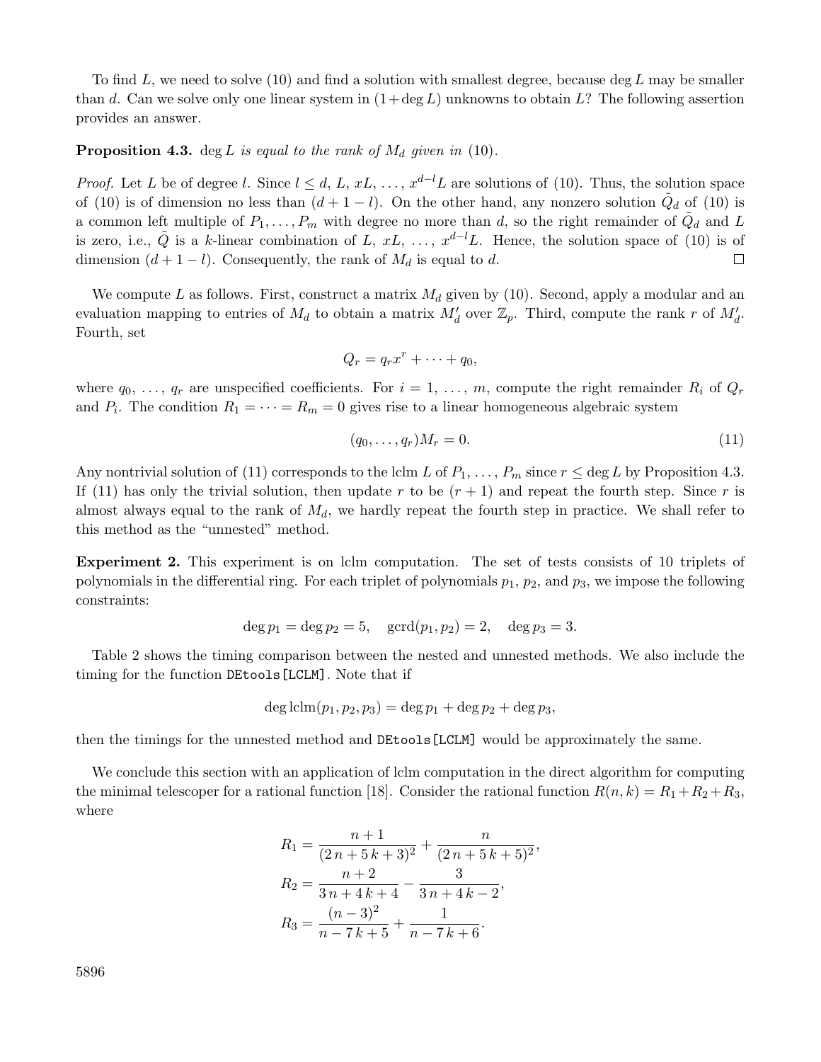To find $L$, we need to solve (10) and find a solution with smallest degree, because $\deg L$ may be smaller than $d$. Can we solve only one linear system in $(1+\deg L)$ unknowns to obtain $L$? The following assertion provides an answer.

**Proposition 4.3.** *$\deg L$ is equal to the rank of $M_d$ given in* (10).

*Proof.* Let $L$ be of degree $l$. Since $l \leq d$, $L$, $xL$, ..., $x^{d-l}L$ are solutions of (10). Thus, the solution space of (10) is of dimension no less than $(d+1-l)$. On the other hand, any nonzero solution $\tilde{Q}_d$ of (10) is a common left multiple of $P_1, \ldots, P_m$ with degree no more than $d$, so the right remainder of $\tilde{Q}_d$ and $L$ is zero, i.e., $\tilde{Q}$ is a $k$-linear combination of $L$, $xL$, ..., $x^{d-l}L$. Hence, the solution space of (10) is of dimension $(d+1-l)$. Consequently, the rank of $M_d$ is equal to $d$. ∎

We compute $L$ as follows. First, construct a matrix $M_d$ given by (10). Second, apply a modular and an evaluation mapping to entries of $M_d$ to obtain a matrix $M_d'$ over $\mathbb{Z}_p$. Third, compute the rank $r$ of $M_d'$. Fourth, set

$$Q_r = q_r x^r + \cdots + q_0,$$

where $q_0$, ..., $q_r$ are unspecified coefficients. For $i = 1$, ..., $m$, compute the right remainder $R_i$ of $Q_r$ and $P_i$. The condition $R_1 = \cdots = R_m = 0$ gives rise to a linear homogeneous algebraic system

$$(q_0, \ldots, q_r)M_r = 0. \tag{11}$$

Any nontrivial solution of (11) corresponds to the lclm $L$ of $P_1$, ..., $P_m$ since $r \leq \deg L$ by Proposition 4.3. If (11) has only the trivial solution, then update $r$ to be $(r+1)$ and repeat the fourth step. Since $r$ is almost always equal to the rank of $M_d$, we hardly repeat the fourth step in practice. We shall refer to this method as the "unnested" method.

**Experiment 2.** This experiment is on lclm computation. The set of tests consists of 10 triplets of polynomials in the differential ring. For each triplet of polynomials $p_1$, $p_2$, and $p_3$, we impose the following constraints:

$$\deg p_1 = \deg p_2 = 5, \quad \operatorname{gcrd}(p_1, p_2) = 2, \quad \deg p_3 = 3.$$

Table 2 shows the timing comparison between the nested and unnested methods. We also include the timing for the function `DEtools[LCLM]`. Note that if

$$\deg \operatorname{lclm}(p_1, p_2, p_3) = \deg p_1 + \deg p_2 + \deg p_3,$$

then the timings for the unnested method and `DEtools[LCLM]` would be approximately the same.

We conclude this section with an application of lclm computation in the direct algorithm for computing the minimal telescoper for a rational function [18]. Consider the rational function $R(n,k) = R_1 + R_2 + R_3$, where

$$R_1 = \frac{n+1}{(2\,n+5\,k+3)^2} + \frac{n}{(2\,n+5\,k+5)^2},$$
$$R_2 = \frac{n+2}{3\,n+4\,k+4} - \frac{3}{3\,n+4\,k-2},$$
$$R_3 = \frac{(n-3)^2}{n-7\,k+5} + \frac{1}{n-7\,k+6}.$$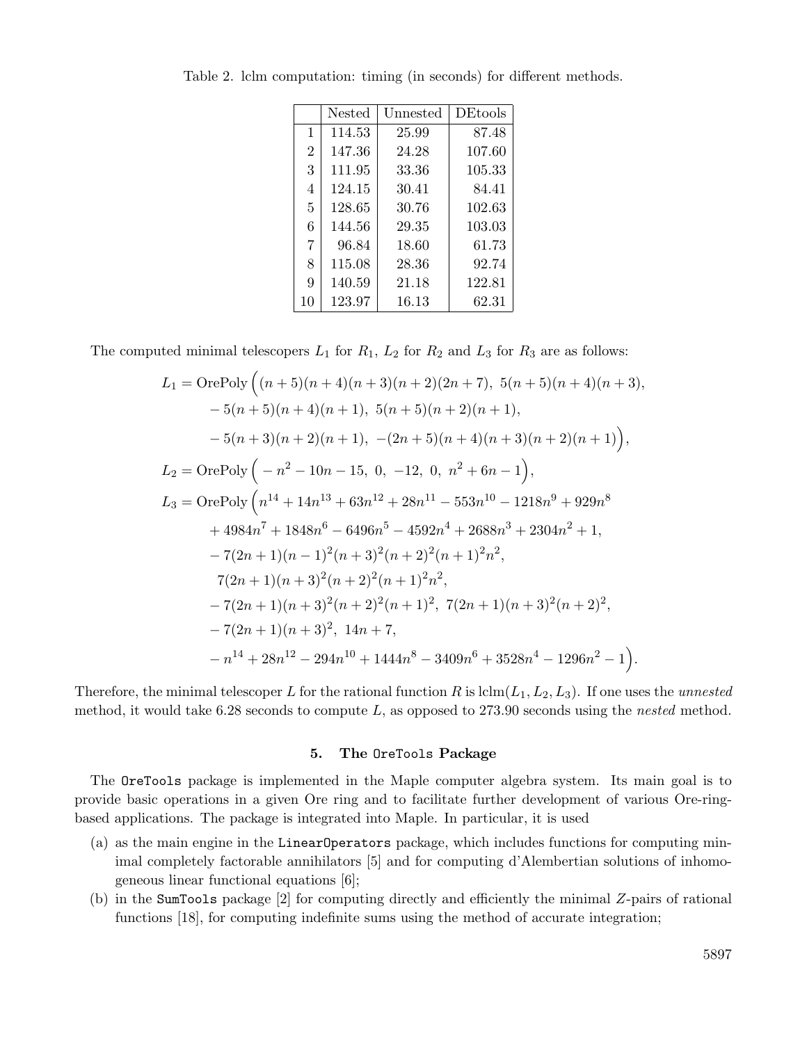Table 2. lclm computation: timing (in seconds) for different methods.

| | Nested | Unnested | DEtools |
|---|---|---|---|
| 1 | 114.53 | 25.99 | 87.48 |
| 2 | 147.36 | 24.28 | 107.60 |
| 3 | 111.95 | 33.36 | 105.33 |
| 4 | 124.15 | 30.41 | 84.41 |
| 5 | 128.65 | 30.76 | 102.63 |
| 6 | 144.56 | 29.35 | 103.03 |
| 7 | 96.84 | 18.60 | 61.73 |
| 8 | 115.08 | 28.36 | 92.74 |
| 9 | 140.59 | 21.18 | 122.81 |
| 10 | 123.97 | 16.13 | 62.31 |

The computed minimal telescopers $L_1$ for $R_1$, $L_2$ for $R_2$ and $L_3$ for $R_3$ are as follows:

$$
\begin{aligned}
L_1 = \mathrm{OrePoly}\Big(&(n+5)(n+4)(n+3)(n+2)(2n+7),\ 5(n+5)(n+4)(n+3),\\
&-5(n+5)(n+4)(n+1),\ 5(n+5)(n+2)(n+1),\\
&-5(n+3)(n+2)(n+1),\ -(2n+5)(n+4)(n+3)(n+2)(n+1)\Big),\\
L_2 = \mathrm{OrePoly}\Big(&-n^2-10n-15,\ 0,\ -12,\ 0,\ n^2+6n-1\Big),\\
L_3 = \mathrm{OrePoly}\Big(&n^{14}+14n^{13}+63n^{12}+28n^{11}-553n^{10}-1218n^9+929n^8\\
&+4984n^7+1848n^6-6496n^5-4592n^4+2688n^3+2304n^2+1,\\
&-7(2n+1)(n-1)^2(n+3)^2(n+2)^2(n+1)^2n^2,\\
&7(2n+1)(n+3)^2(n+2)^2(n+1)^2n^2,\\
&-7(2n+1)(n+3)^2(n+2)^2(n+1)^2,\ 7(2n+1)(n+3)^2(n+2)^2,\\
&-7(2n+1)(n+3)^2,\ 14n+7,\\
&-n^{14}+28n^{12}-294n^{10}+1444n^8-3409n^6+3528n^4-1296n^2-1\Big).
\end{aligned}
$$

Therefore, the minimal telescoper $L$ for the rational function $R$ is $\mathrm{lclm}(L_1, L_2, L_3)$. If one uses the *unnested* method, it would take 6.28 seconds to compute $L$, as opposed to 273.90 seconds using the *nested* method.

## 5. The OreTools Package

The OreTools package is implemented in the Maple computer algebra system. Its main goal is to provide basic operations in a given Ore ring and to facilitate further development of various Ore-ring-based applications. The package is integrated into Maple. In particular, it is used

(a) as the main engine in the LinearOperators package, which includes functions for computing minimal completely factorable annihilators [5] and for computing d'Alembertian solutions of inhomogeneous linear functional equations [6];

(b) in the SumTools package [2] for computing directly and efficiently the minimal $Z$-pairs of rational functions [18], for computing indefinite sums using the method of accurate integration;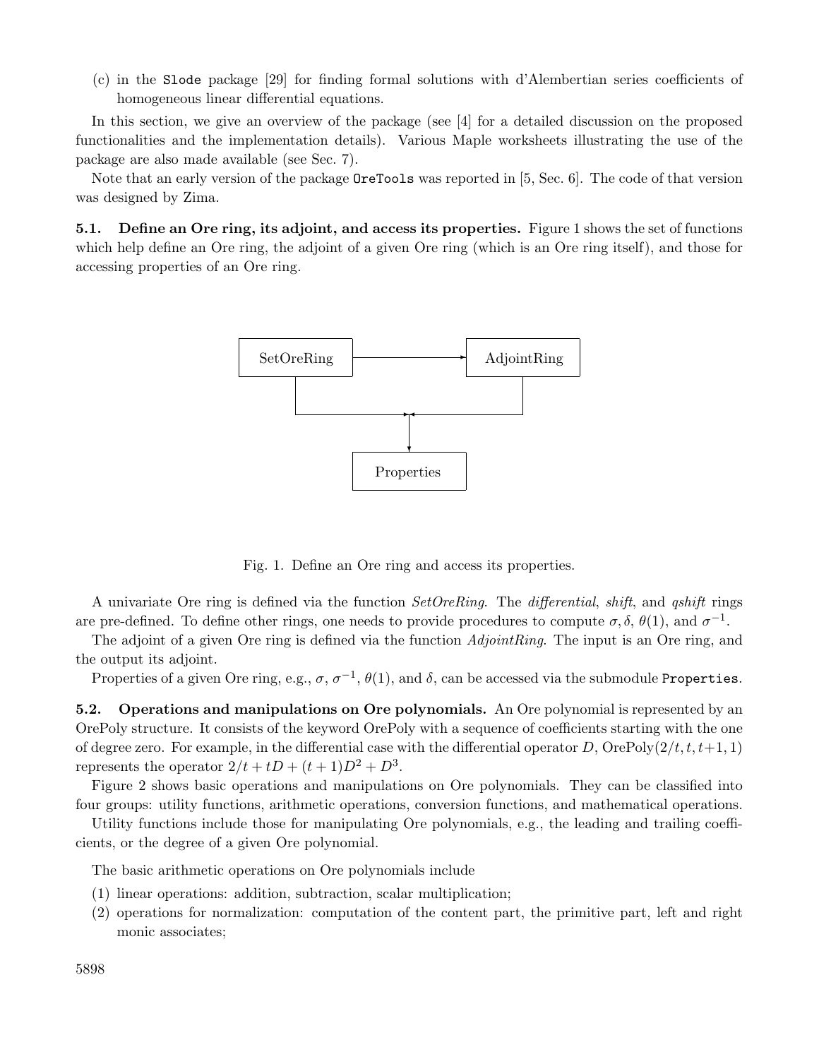(c) in the `Slode` package [29] for finding formal solutions with d'Alembertian series coefficients of homogeneous linear differential equations.

In this section, we give an overview of the package (see [4] for a detailed discussion on the proposed functionalities and the implementation details). Various Maple worksheets illustrating the use of the package are also made available (see Sec. 7).

Note that an early version of the package `OreTools` was reported in [5, Sec. 6]. The code of that version was designed by Zima.

**5.1. Define an Ore ring, its adjoint, and access its properties.** Figure 1 shows the set of functions which help define an Ore ring, the adjoint of a given Ore ring (which is an Ore ring itself), and those for accessing properties of an Ore ring.

Fig. 1. Define an Ore ring and access its properties.

A univariate Ore ring is defined via the function *SetOreRing*. The *differential*, *shift*, and *qshift* rings are pre-defined. To define other rings, one needs to provide procedures to compute $\sigma, \delta$, $\theta(1)$, and $\sigma^{-1}$.

The adjoint of a given Ore ring is defined via the function *AdjointRing*. The input is an Ore ring, and the output its adjoint.

Properties of a given Ore ring, e.g., $\sigma$, $\sigma^{-1}$, $\theta(1)$, and $\delta$, can be accessed via the submodule `Properties`.

**5.2. Operations and manipulations on Ore polynomials.** An Ore polynomial is represented by an OrePoly structure. It consists of the keyword OrePoly with a sequence of coefficients starting with the one of degree zero. For example, in the differential case with the differential operator $D$, $\mathrm{OrePoly}(2/t, t, t+1, 1)$ represents the operator $2/t + tD + (t+1)D^2 + D^3$.

Figure 2 shows basic operations and manipulations on Ore polynomials. They can be classified into four groups: utility functions, arithmetic operations, conversion functions, and mathematical operations.

Utility functions include those for manipulating Ore polynomials, e.g., the leading and trailing coefficients, or the degree of a given Ore polynomial.

The basic arithmetic operations on Ore polynomials include

(1) linear operations: addition, subtraction, scalar multiplication;
(2) operations for normalization: computation of the content part, the primitive part, left and right monic associates;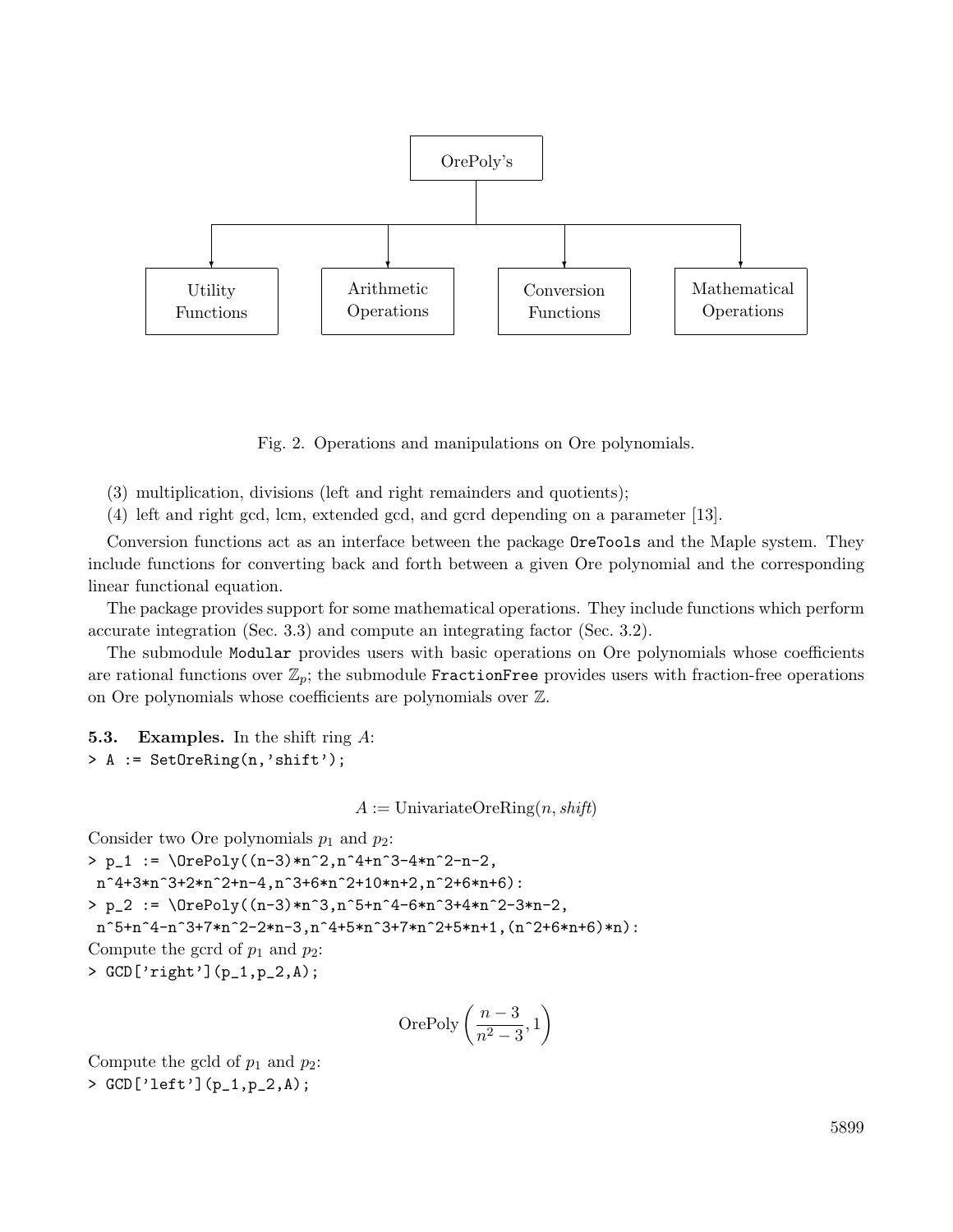OrePoly's

Utility Functions | Arithmetic Operations | Conversion Functions | Mathematical Operations

Fig. 2. Operations and manipulations on Ore polynomials.

(3) multiplication, divisions (left and right remainders and quotients);

(4) left and right gcd, lcm, extended gcd, and gcrd depending on a parameter [13].

Conversion functions act as an interface between the package `OreTools` and the Maple system. They include functions for converting back and forth between a given Ore polynomial and the corresponding linear functional equation.

The package provides support for some mathematical operations. They include functions which perform accurate integration (Sec. 3.3) and compute an integrating factor (Sec. 3.2).

The submodule `Modular` provides users with basic operations on Ore polynomials whose coefficients are rational functions over $\mathbb{Z}_p$; the submodule `FractionFree` provides users with fraction-free operations on Ore polynomials whose coefficients are polynomials over $\mathbb{Z}$.

**5.3. Examples.** In the shift ring $A$:

```
> A := SetOreRing(n,'shift');
```

$$A := \text{UnivariateOreRing}(n, \textit{shift})$$

Consider two Ore polynomials $p_1$ and $p_2$:

```
> p_1 := \OrePoly((n-3)*n^2,n^4+n^3-4*n^2-n-2,
 n^4+3*n^3+2*n^2+n-4,n^3+6*n^2+10*n+2,n^2+6*n+6):
> p_2 := \OrePoly((n-3)*n^3,n^5+n^4-6*n^3+4*n^2-3*n-2,
 n^5+n^4-n^3+7*n^2-2*n-3,n^4+5*n^3+7*n^2+5*n+1,(n^2+6*n+6)*n):
```

Compute the gcrd of $p_1$ and $p_2$:

```
> GCD['right'](p_1,p_2,A);
```

$$\text{OrePoly}\left(\frac{n-3}{n^2-3}, 1\right)$$

Compute the gcld of $p_1$ and $p_2$:

```
> GCD['left'](p_1,p_2,A);
```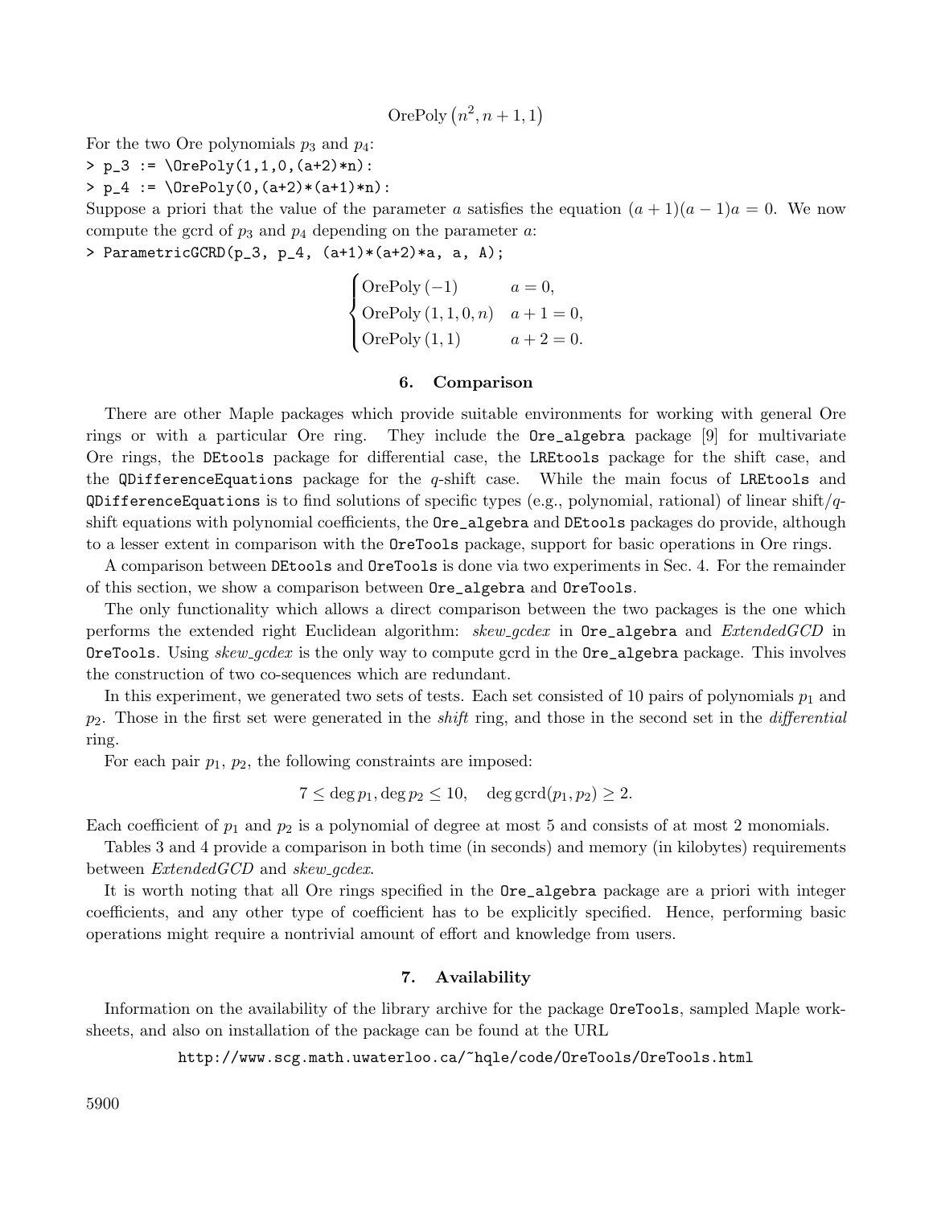$$\text{OrePoly}\left(n^2, n+1, 1\right)$$

For the two Ore polynomials $p_3$ and $p_4$:

```
> p_3 := \OrePoly(1,1,0,(a+2)*n):
> p_4 := \OrePoly(0,(a+2)*(a+1)*n):
```

Suppose a priori that the value of the parameter $a$ satisfies the equation $(a+1)(a-1)a = 0$. We now compute the gcrd of $p_3$ and $p_4$ depending on the parameter $a$:

```
> ParametricGCRD(p_3, p_4, (a+1)*(a+2)*a, a, A);
```

$$\begin{cases} \text{OrePoly}\,(-1) & a = 0, \\ \text{OrePoly}\,(1, 1, 0, n) & a + 1 = 0, \\ \text{OrePoly}\,(1, 1) & a + 2 = 0. \end{cases}$$

## 6. Comparison

There are other Maple packages which provide suitable environments for working with general Ore rings or with a particular Ore ring. They include the Ore_algebra package [9] for multivariate Ore rings, the DEtools package for differential case, the LREtools package for the shift case, and the QDifferenceEquations package for the $q$-shift case. While the main focus of LREtools and QDifferenceEquations is to find solutions of specific types (e.g., polynomial, rational) of linear shift/$q$-shift equations with polynomial coefficients, the Ore_algebra and DEtools packages do provide, although to a lesser extent in comparison with the OreTools package, support for basic operations in Ore rings.

A comparison between DEtools and OreTools is done via two experiments in Sec. 4. For the remainder of this section, we show a comparison between Ore_algebra and OreTools.

The only functionality which allows a direct comparison between the two packages is the one which performs the extended right Euclidean algorithm: *skew_gcdex* in Ore_algebra and *ExtendedGCD* in OreTools. Using *skew_gcdex* is the only way to compute gcrd in the Ore_algebra package. This involves the construction of two co-sequences which are redundant.

In this experiment, we generated two sets of tests. Each set consisted of 10 pairs of polynomials $p_1$ and $p_2$. Those in the first set were generated in the *shift* ring, and those in the second set in the *differential* ring.

For each pair $p_1$, $p_2$, the following constraints are imposed:

$$7 \le \deg p_1, \deg p_2 \le 10, \quad \deg \text{gcrd}(p_1, p_2) \ge 2.$$

Each coefficient of $p_1$ and $p_2$ is a polynomial of degree at most 5 and consists of at most 2 monomials.

Tables 3 and 4 provide a comparison in both time (in seconds) and memory (in kilobytes) requirements between *ExtendedGCD* and *skew_gcdex*.

It is worth noting that all Ore rings specified in the Ore_algebra package are a priori with integer coefficients, and any other type of coefficient has to be explicitly specified. Hence, performing basic operations might require a nontrivial amount of effort and knowledge from users.

## 7. Availability

Information on the availability of the library archive for the package OreTools, sampled Maple worksheets, and also on installation of the package can be found at the URL

http://www.scg.math.uwaterloo.ca/~hqle/code/OreTools/OreTools.html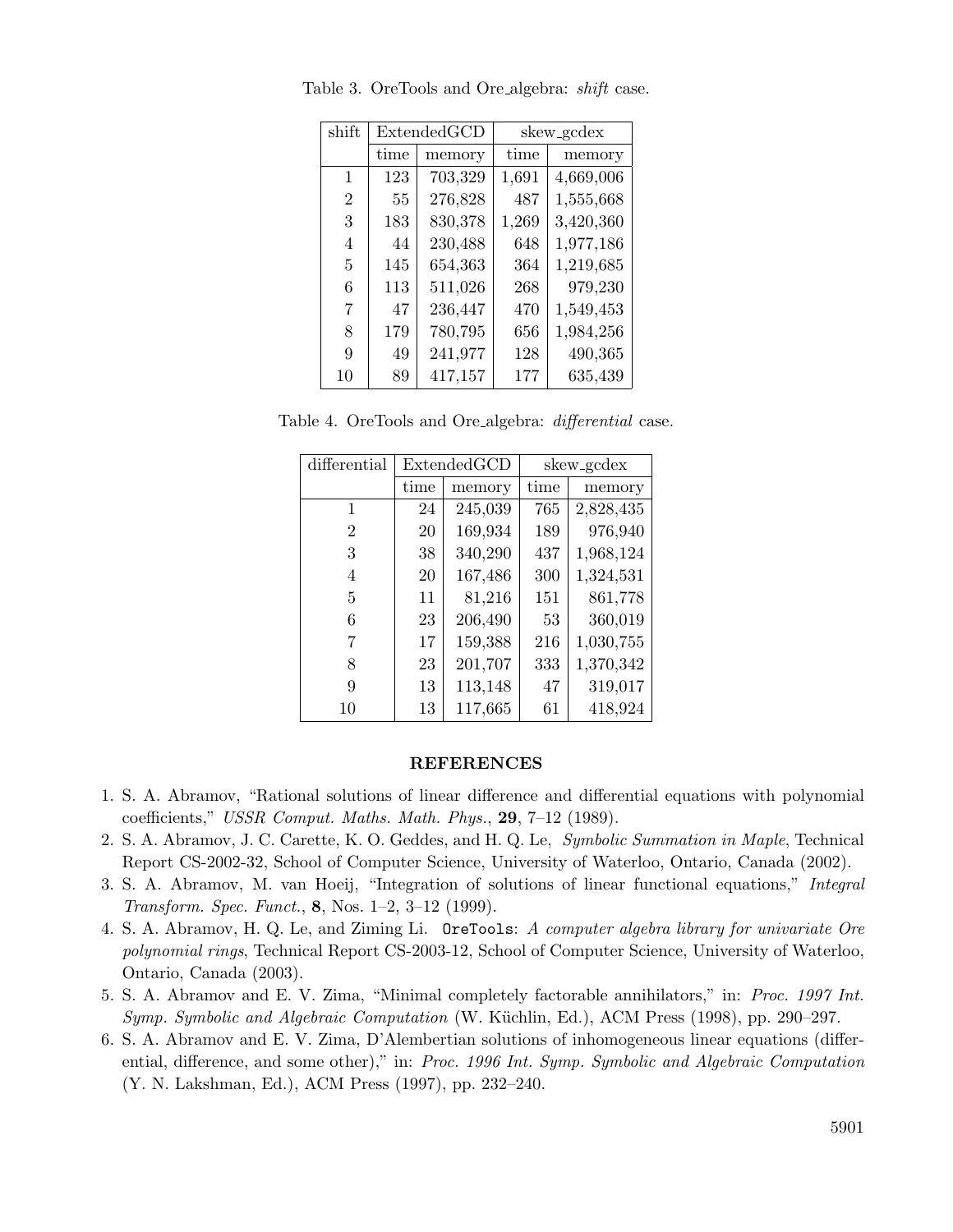Table 3. OreTools and Ore_algebra: *shift* case.

| shift | ExtendedGCD | | skew_gcdex | |
|---|---|---|---|---|
| | time | memory | time | memory |
| 1 | 123 | 703,329 | 1,691 | 4,669,006 |
| 2 | 55 | 276,828 | 487 | 1,555,668 |
| 3 | 183 | 830,378 | 1,269 | 3,420,360 |
| 4 | 44 | 230,488 | 648 | 1,977,186 |
| 5 | 145 | 654,363 | 364 | 1,219,685 |
| 6 | 113 | 511,026 | 268 | 979,230 |
| 7 | 47 | 236,447 | 470 | 1,549,453 |
| 8 | 179 | 780,795 | 656 | 1,984,256 |
| 9 | 49 | 241,977 | 128 | 490,365 |
| 10 | 89 | 417,157 | 177 | 635,439 |

Table 4. OreTools and Ore_algebra: *differential* case.

| differential | ExtendedGCD | | skew_gcdex | |
|---|---|---|---|---|
| | time | memory | time | memory |
| 1 | 24 | 245,039 | 765 | 2,828,435 |
| 2 | 20 | 169,934 | 189 | 976,940 |
| 3 | 38 | 340,290 | 437 | 1,968,124 |
| 4 | 20 | 167,486 | 300 | 1,324,531 |
| 5 | 11 | 81,216 | 151 | 861,778 |
| 6 | 23 | 206,490 | 53 | 360,019 |
| 7 | 17 | 159,388 | 216 | 1,030,755 |
| 8 | 23 | 201,707 | 333 | 1,370,342 |
| 9 | 13 | 113,148 | 47 | 319,017 |
| 10 | 13 | 117,665 | 61 | 418,924 |

## REFERENCES

1. S. A. Abramov, "Rational solutions of linear difference and differential equations with polynomial coefficients," *USSR Comput. Maths. Math. Phys.*, **29**, 7–12 (1989).
2. S. A. Abramov, J. C. Carette, K. O. Geddes, and H. Q. Le, *Symbolic Summation in Maple*, Technical Report CS-2002-32, School of Computer Science, University of Waterloo, Ontario, Canada (2002).
3. S. A. Abramov, M. van Hoeij, "Integration of solutions of linear functional equations," *Integral Transform. Spec. Funct.*, **8**, Nos. 1–2, 3–12 (1999).
4. S. A. Abramov, H. Q. Le, and Ziming Li. `OreTools`: *A computer algebra library for univariate Ore polynomial rings*, Technical Report CS-2003-12, School of Computer Science, University of Waterloo, Ontario, Canada (2003).
5. S. A. Abramov and E. V. Zima, "Minimal completely factorable annihilators," in: *Proc. 1997 Int. Symp. Symbolic and Algebraic Computation* (W. Küchlin, Ed.), ACM Press (1998), pp. 290–297.
6. S. A. Abramov and E. V. Zima, D'Alembertian solutions of inhomogeneous linear equations (differential, difference, and some other)," in: *Proc. 1996 Int. Symp. Symbolic and Algebraic Computation* (Y. N. Lakshman, Ed.), ACM Press (1997), pp. 232–240.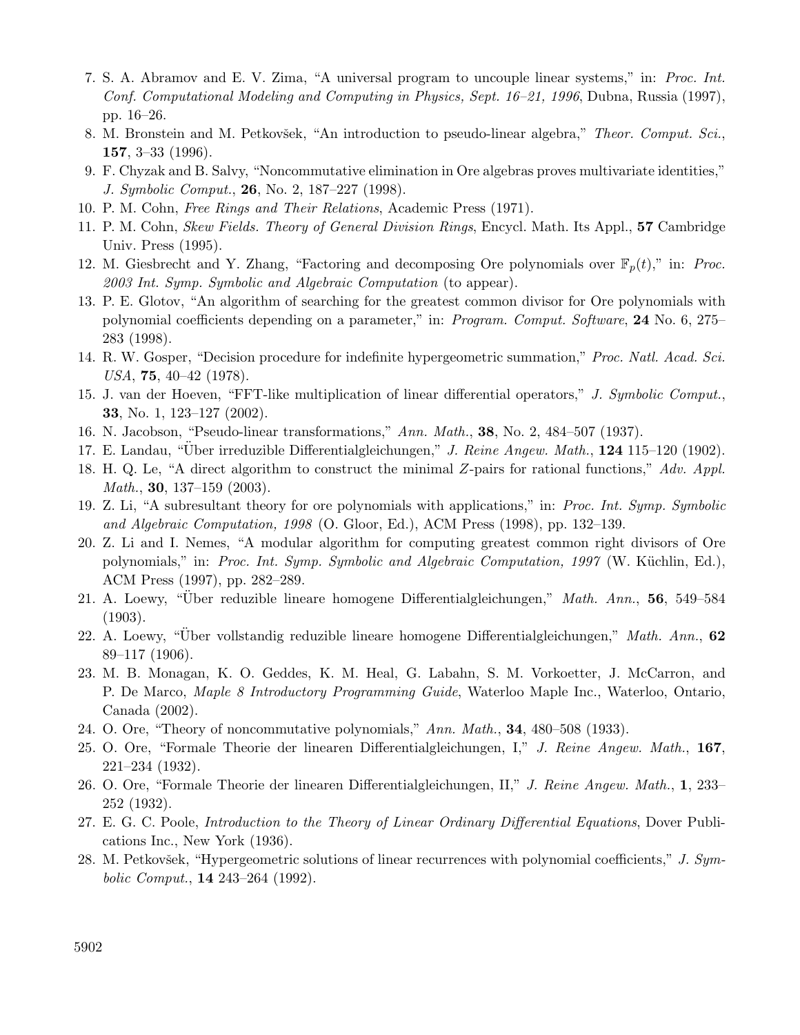7. S. A. Abramov and E. V. Zima, "A universal program to uncouple linear systems," in: *Proc. Int. Conf. Computational Modeling and Computing in Physics, Sept. 16–21, 1996*, Dubna, Russia (1997), pp. 16–26.
8. M. Bronstein and M. Petkovšek, "An introduction to pseudo-linear algebra," *Theor. Comput. Sci.*, **157**, 3–33 (1996).
9. F. Chyzak and B. Salvy, "Noncommutative elimination in Ore algebras proves multivariate identities," *J. Symbolic Comput.*, **26**, No. 2, 187–227 (1998).
10. P. M. Cohn, *Free Rings and Their Relations*, Academic Press (1971).
11. P. M. Cohn, *Skew Fields. Theory of General Division Rings*, Encycl. Math. Its Appl., **57** Cambridge Univ. Press (1995).
12. M. Giesbrecht and Y. Zhang, "Factoring and decomposing Ore polynomials over $\mathbb{F}_p(t)$," in: *Proc. 2003 Int. Symp. Symbolic and Algebraic Computation* (to appear).
13. P. E. Glotov, "An algorithm of searching for the greatest common divisor for Ore polynomials with polynomial coefficients depending on a parameter," in: *Program. Comput. Software*, **24** No. 6, 275–283 (1998).
14. R. W. Gosper, "Decision procedure for indefinite hypergeometric summation," *Proc. Natl. Acad. Sci. USA*, **75**, 40–42 (1978).
15. J. van der Hoeven, "FFT-like multiplication of linear differential operators," *J. Symbolic Comput.*, **33**, No. 1, 123–127 (2002).
16. N. Jacobson, "Pseudo-linear transformations," *Ann. Math.*, **38**, No. 2, 484–507 (1937).
17. E. Landau, "Über irreduzible Differentialgleichungen," *J. Reine Angew. Math.*, **124** 115–120 (1902).
18. H. Q. Le, "A direct algorithm to construct the minimal $Z$-pairs for rational functions," *Adv. Appl. Math.*, **30**, 137–159 (2003).
19. Z. Li, "A subresultant theory for ore polynomials with applications," in: *Proc. Int. Symp. Symbolic and Algebraic Computation, 1998* (O. Gloor, Ed.), ACM Press (1998), pp. 132–139.
20. Z. Li and I. Nemes, "A modular algorithm for computing greatest common right divisors of Ore polynomials," in: *Proc. Int. Symp. Symbolic and Algebraic Computation, 1997* (W. Küchlin, Ed.), ACM Press (1997), pp. 282–289.
21. A. Loewy, "Über reduzible lineare homogene Differentialgleichungen," *Math. Ann.*, **56**, 549–584 (1903).
22. A. Loewy, "Über vollstandig reduzible lineare homogene Differentialgleichungen," *Math. Ann.*, **62** 89–117 (1906).
23. M. B. Monagan, K. O. Geddes, K. M. Heal, G. Labahn, S. M. Vorkoetter, J. McCarron, and P. De Marco, *Maple 8 Introductory Programming Guide*, Waterloo Maple Inc., Waterloo, Ontario, Canada (2002).
24. O. Ore, "Theory of noncommutative polynomials," *Ann. Math.*, **34**, 480–508 (1933).
25. O. Ore, "Formale Theorie der linearen Differentialgleichungen, I," *J. Reine Angew. Math.*, **167**, 221–234 (1932).
26. O. Ore, "Formale Theorie der linearen Differentialgleichungen, II," *J. Reine Angew. Math.*, **1**, 233–252 (1932).
27. E. G. C. Poole, *Introduction to the Theory of Linear Ordinary Differential Equations*, Dover Publications Inc., New York (1936).
28. M. Petkovšek, "Hypergeometric solutions of linear recurrences with polynomial coefficients," *J. Symbolic Comput.*, **14** 243–264 (1992).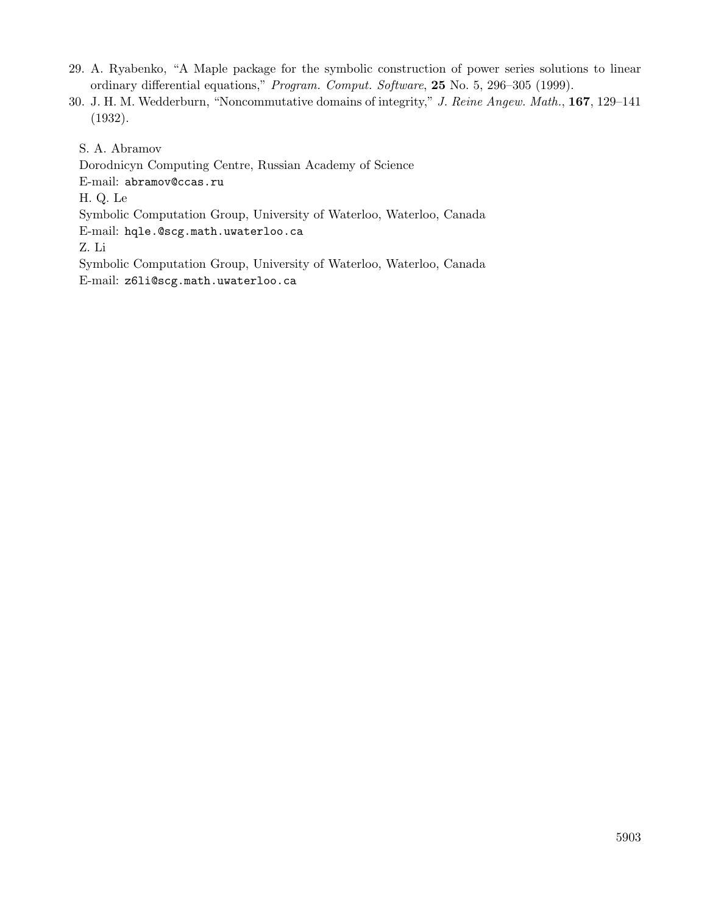29. A. Ryabenko, “A Maple package for the symbolic construction of power series solutions to linear ordinary differential equations,” *Program. Comput. Software*, **25** No. 5, 296–305 (1999).
30. J. H. M. Wedderburn, “Noncommutative domains of integrity,” *J. Reine Angew. Math.*, **167**, 129–141 (1932).

S. A. Abramov
Dorodnicyn Computing Centre, Russian Academy of Science
E-mail: `abramov@ccas.ru`
H. Q. Le
Symbolic Computation Group, University of Waterloo, Waterloo, Canada
E-mail: `hqle.@scg.math.uwaterloo.ca`
Z. Li
Symbolic Computation Group, University of Waterloo, Waterloo, Canada
E-mail: `z6li@scg.math.uwaterloo.ca`